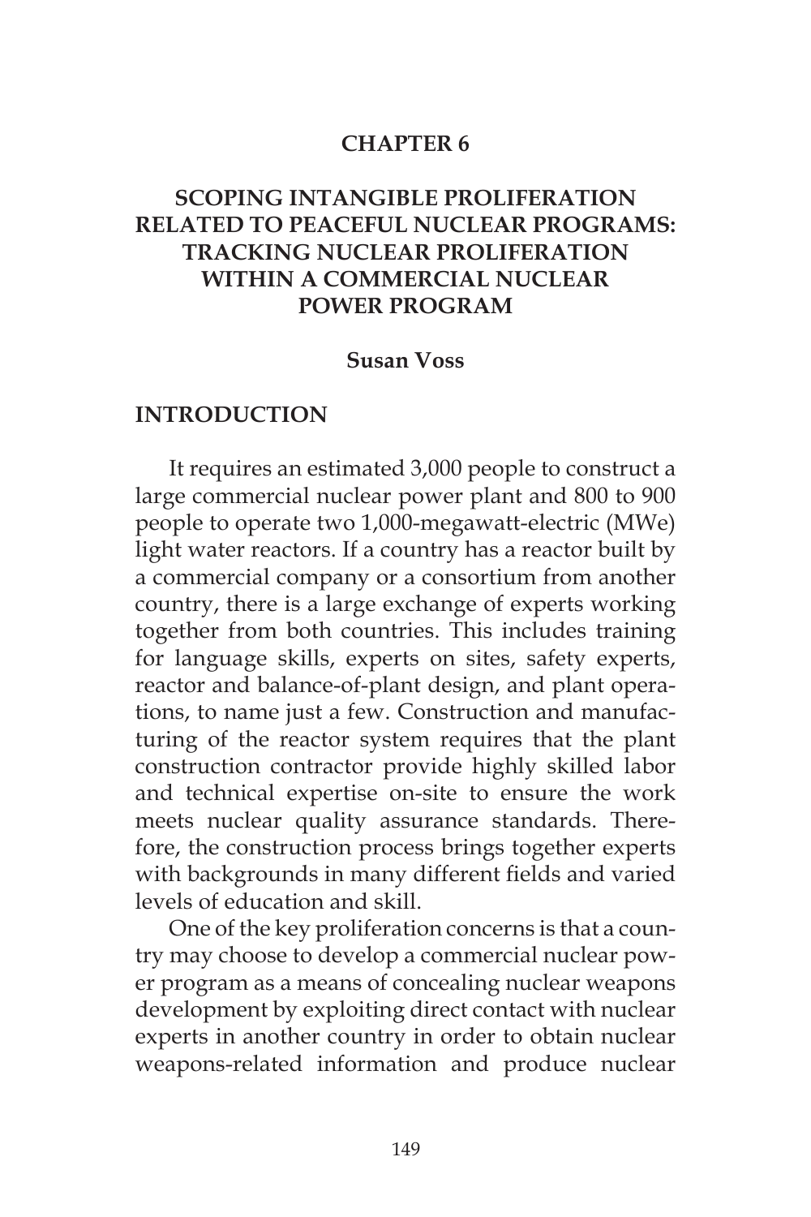# CHAPTER 6

# SCOPING INTANGIBLE PROLIFERATION RELATED TO PEACEFUL NUCLEAR PROGRAMS: TRACKING NUCLEAR PROLIFERATION WITHIN A COMMERCIAL NUCLEAR POWER PROGRAM

**Susan Voss**

## INTRODUCTION

It requires an estimated 3,000 people to construct a large commercial nuclear power plant and 800 to 900 people to operate two 1,000-megawatt-electric (MWe) light water reactors. If a country has a reactor built by a commercial company or a consortium from another country, there is a large exchange of experts working together from both countries. This includes training for language skills, experts on sites, safety experts, reactor and balance-of-plant design, and plant operations, to name just a few. Construction and manufacturing of the reactor system requires that the plant construction contractor provide highly skilled labor and technical expertise on-site to ensure the work meets nuclear quality assurance standards. Therefore, the construction process brings together experts with backgrounds in many different fields and varied levels of education and skill.

One of the key proliferation concerns is that a country may choose to develop a commercial nuclear power program as a means of concealing nuclear weapons development by exploiting direct contact with nuclear experts in another country in order to obtain nuclear weapons-related information and produce nuclear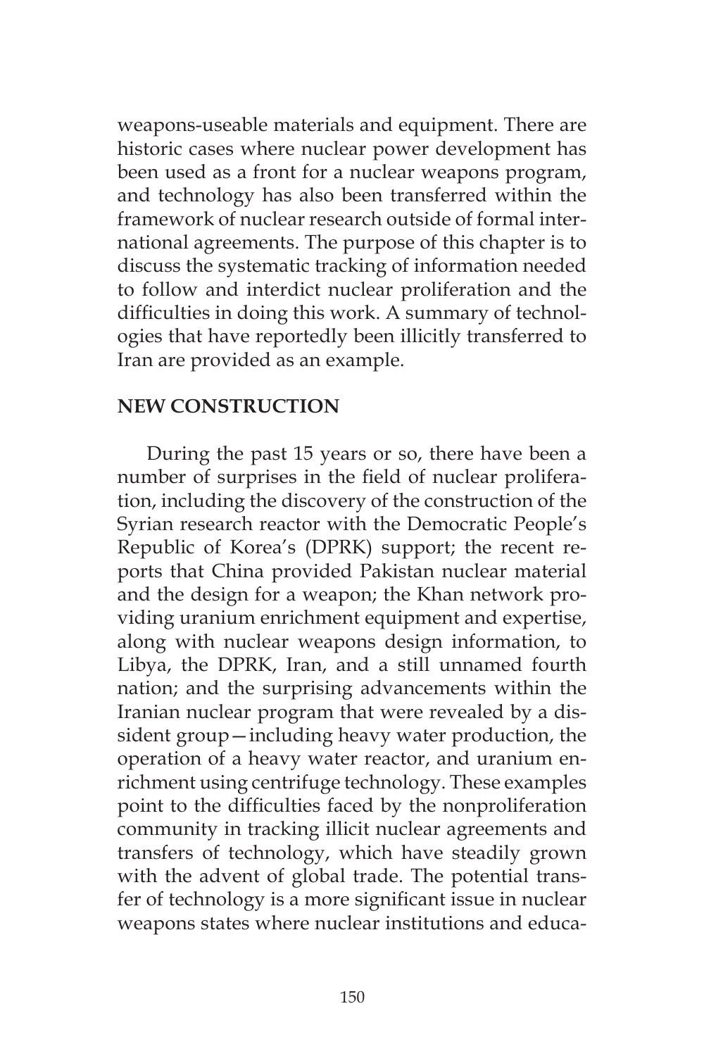weapons-useable materials and equipment. There are historic cases where nuclear power development has been used as a front for a nuclear weapons program, and technology has also been transferred within the framework of nuclear research outside of formal international agreements. The purpose of this chapter is to discuss the systematic tracking of information needed to follow and interdict nuclear proliferation and the difficulties in doing this work. A summary of technologies that have reportedly been illicitly transferred to Iran are provided as an example.

## NEW CONSTRUCTION

During the past 15 years or so, there have been a number of surprises in the field of nuclear proliferation, including the discovery of the construction of the Syrian research reactor with the Democratic People's Republic of Korea's (DPRK) support; the recent reports that China provided Pakistan nuclear material and the design for a weapon; the Khan network providing uranium enrichment equipment and expertise, along with nuclear weapons design information, to Libya, the DPRK, Iran, and a still unnamed fourth nation; and the surprising advancements within the Iranian nuclear program that were revealed by a dissident group—including heavy water production, the operation of a heavy water reactor, and uranium enrichment using centrifuge technology. These examples point to the difficulties faced by the nonproliferation community in tracking illicit nuclear agreements and transfers of technology, which have steadily grown with the advent of global trade. The potential transfer of technology is a more significant issue in nuclear weapons states where nuclear institutions and educa-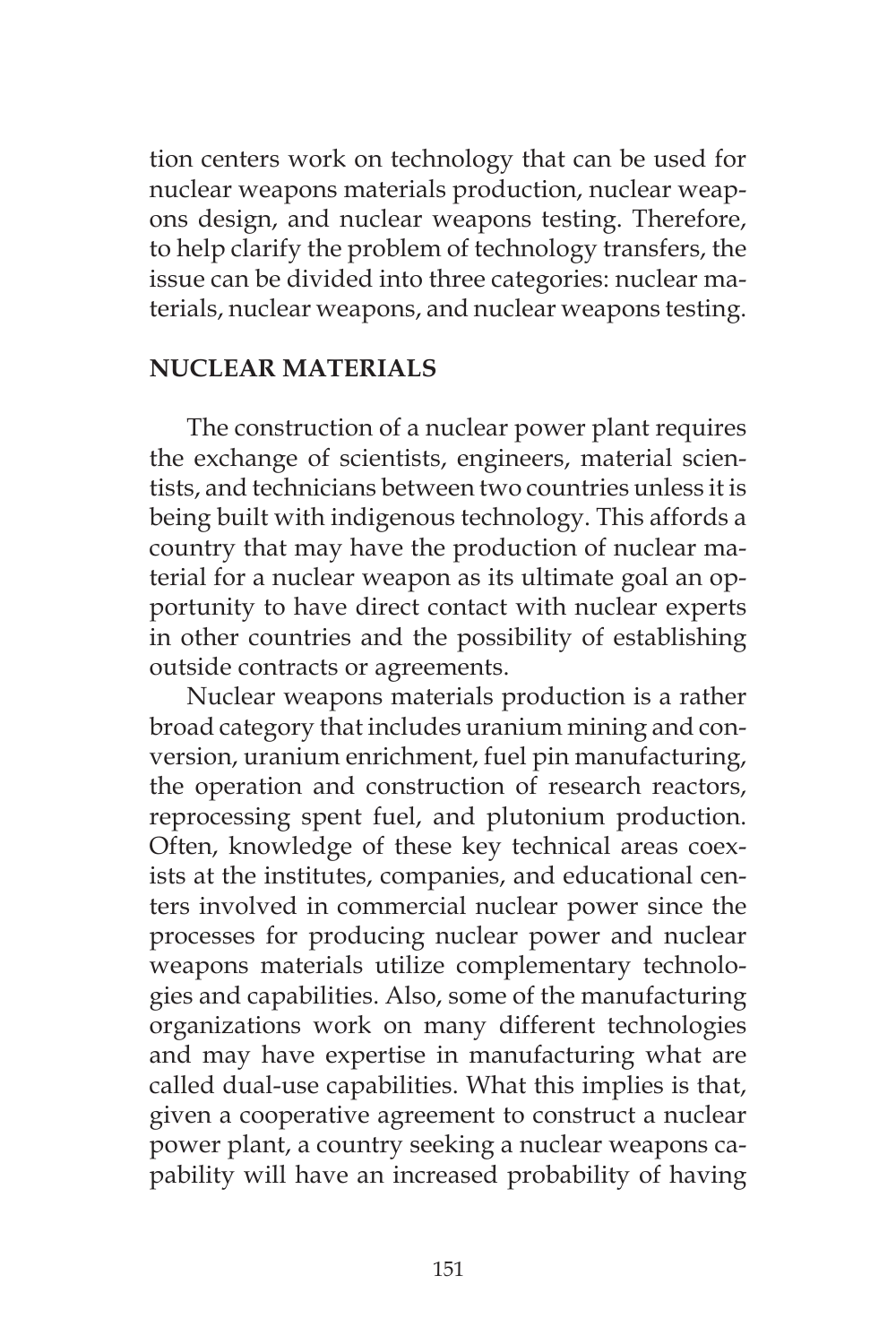tion centers work on technology that can be used for nuclear weapons materials production, nuclear weapons design, and nuclear weapons testing. Therefore, to help clarify the problem of technology transfers, the issue can be divided into three categories: nuclear materials, nuclear weapons, and nuclear weapons testing.

## NUCLEAR MATERIALS

The construction of a nuclear power plant requires the exchange of scientists, engineers, material scientists, and technicians between two countries unless it is being built with indigenous technology. This affords a country that may have the production of nuclear material for a nuclear weapon as its ultimate goal an opportunity to have direct contact with nuclear experts in other countries and the possibility of establishing outside contracts or agreements.

Nuclear weapons materials production is a rather broad category that includes uranium mining and conversion, uranium enrichment, fuel pin manufacturing, the operation and construction of research reactors, reprocessing spent fuel, and plutonium production. Often, knowledge of these key technical areas coexists at the institutes, companies, and educational centers involved in commercial nuclear power since the processes for producing nuclear power and nuclear weapons materials utilize complementary technologies and capabilities. Also, some of the manufacturing organizations work on many different technologies and may have expertise in manufacturing what are called dual-use capabilities. What this implies is that, given a cooperative agreement to construct a nuclear power plant, a country seeking a nuclear weapons capability will have an increased probability of having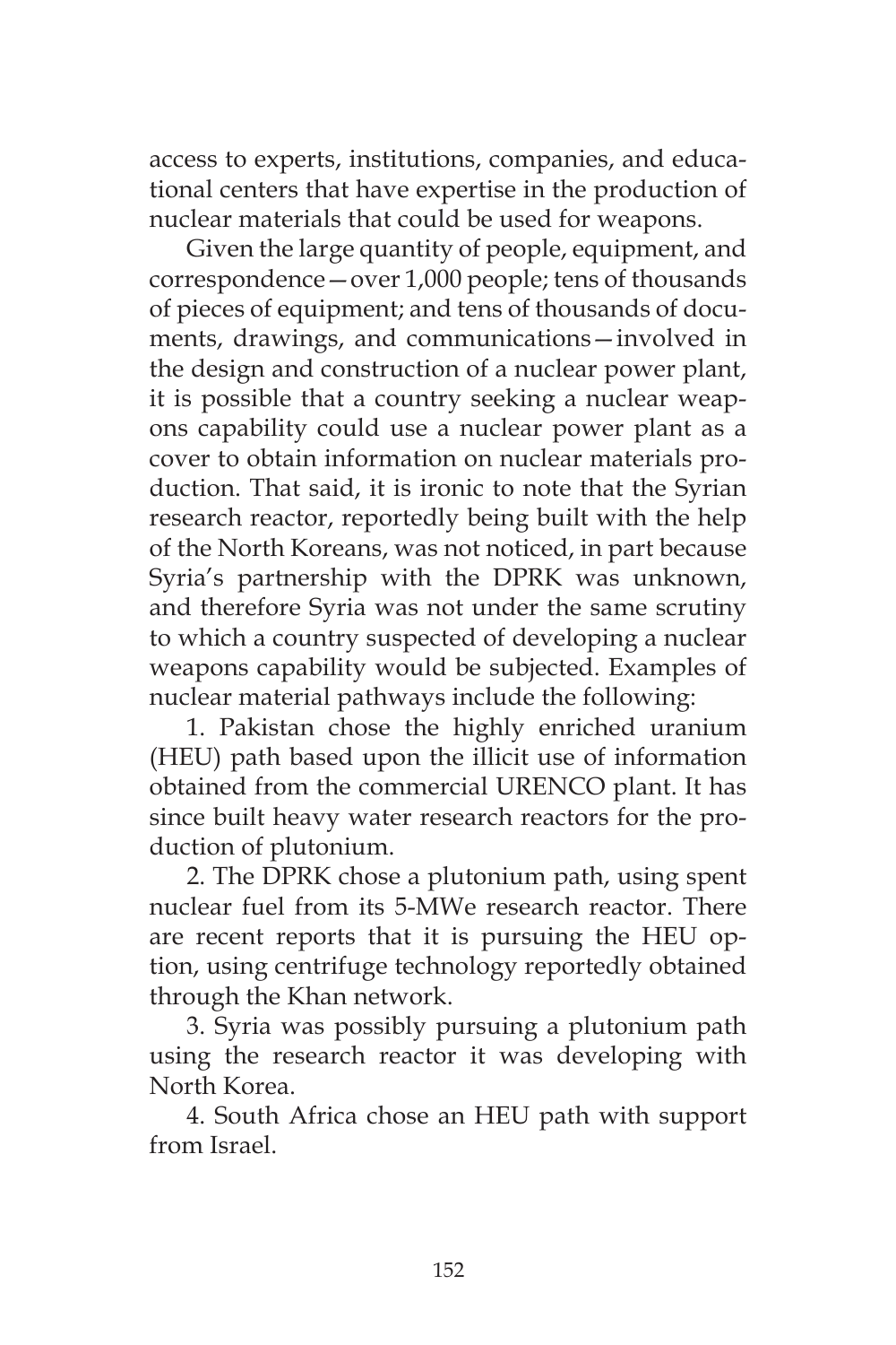access to experts, institutions, companies, and educational centers that have expertise in the production of nuclear materials that could be used for weapons.

Given the large quantity of people, equipment, and correspondence—over 1,000 people; tens of thousands of pieces of equipment; and tens of thousands of documents, drawings, and communications—involved in the design and construction of a nuclear power plant, it is possible that a country seeking a nuclear weapons capability could use a nuclear power plant as a cover to obtain information on nuclear materials production. That said, it is ironic to note that the Syrian research reactor, reportedly being built with the help of the North Koreans, was not noticed, in part because Syria's partnership with the DPRK was unknown, and therefore Syria was not under the same scrutiny to which a country suspected of developing a nuclear weapons capability would be subjected. Examples of nuclear material pathways include the following:

1. Pakistan chose the highly enriched uranium (HEU) path based upon the illicit use of information obtained from the commercial URENCO plant. It has since built heavy water research reactors for the production of plutonium.

2. The DPRK chose a plutonium path, using spent nuclear fuel from its 5-MWe research reactor. There are recent reports that it is pursuing the HEU option, using centrifuge technology reportedly obtained through the Khan network.

3. Syria was possibly pursuing a plutonium path using the research reactor it was developing with North Korea.

4. South Africa chose an HEU path with support from Israel.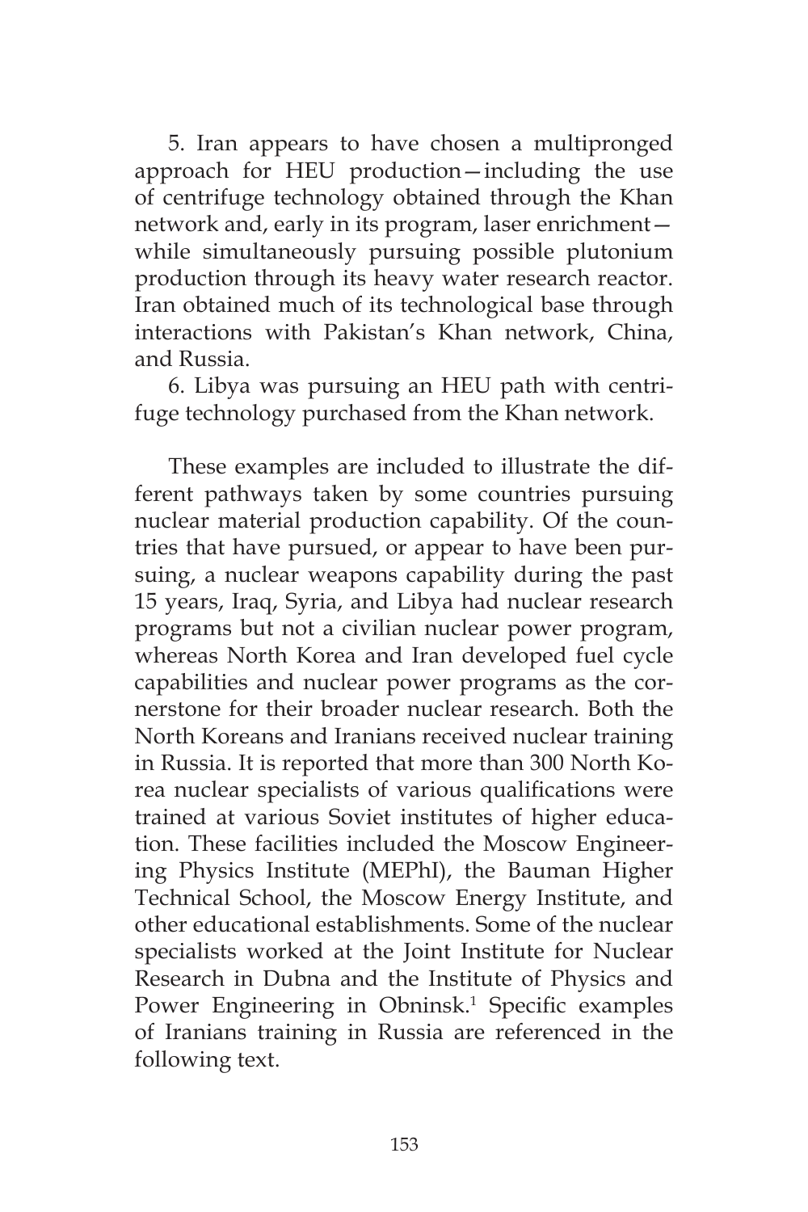5. Iran appears to have chosen a multipronged approach for HEU production—including the use of centrifuge technology obtained through the Khan network and, early in its program, laser enrichment—while simultaneously pursuing possible plutonium production through its heavy water research reactor. Iran obtained much of its technological base through interactions with Pakistan's Khan network, China, and Russia.

6. Libya was pursuing an HEU path with centrifuge technology purchased from the Khan network.

These examples are included to illustrate the different pathways taken by some countries pursuing nuclear material production capability. Of the countries that have pursued, or appear to have been pursuing, a nuclear weapons capability during the past 15 years, Iraq, Syria, and Libya had nuclear research programs but not a civilian nuclear power program, whereas North Korea and Iran developed fuel cycle capabilities and nuclear power programs as the cornerstone for their broader nuclear research. Both the North Koreans and Iranians received nuclear training in Russia. It is reported that more than 300 North Korea nuclear specialists of various qualifications were trained at various Soviet institutes of higher education. These facilities included the Moscow Engineering Physics Institute (MEPhI), the Bauman Higher Technical School, the Moscow Energy Institute, and other educational establishments. Some of the nuclear specialists worked at the Joint Institute for Nuclear Research in Dubna and the Institute of Physics and Power Engineering in Obninsk.[1] Specific examples of Iranians training in Russia are referenced in the following text.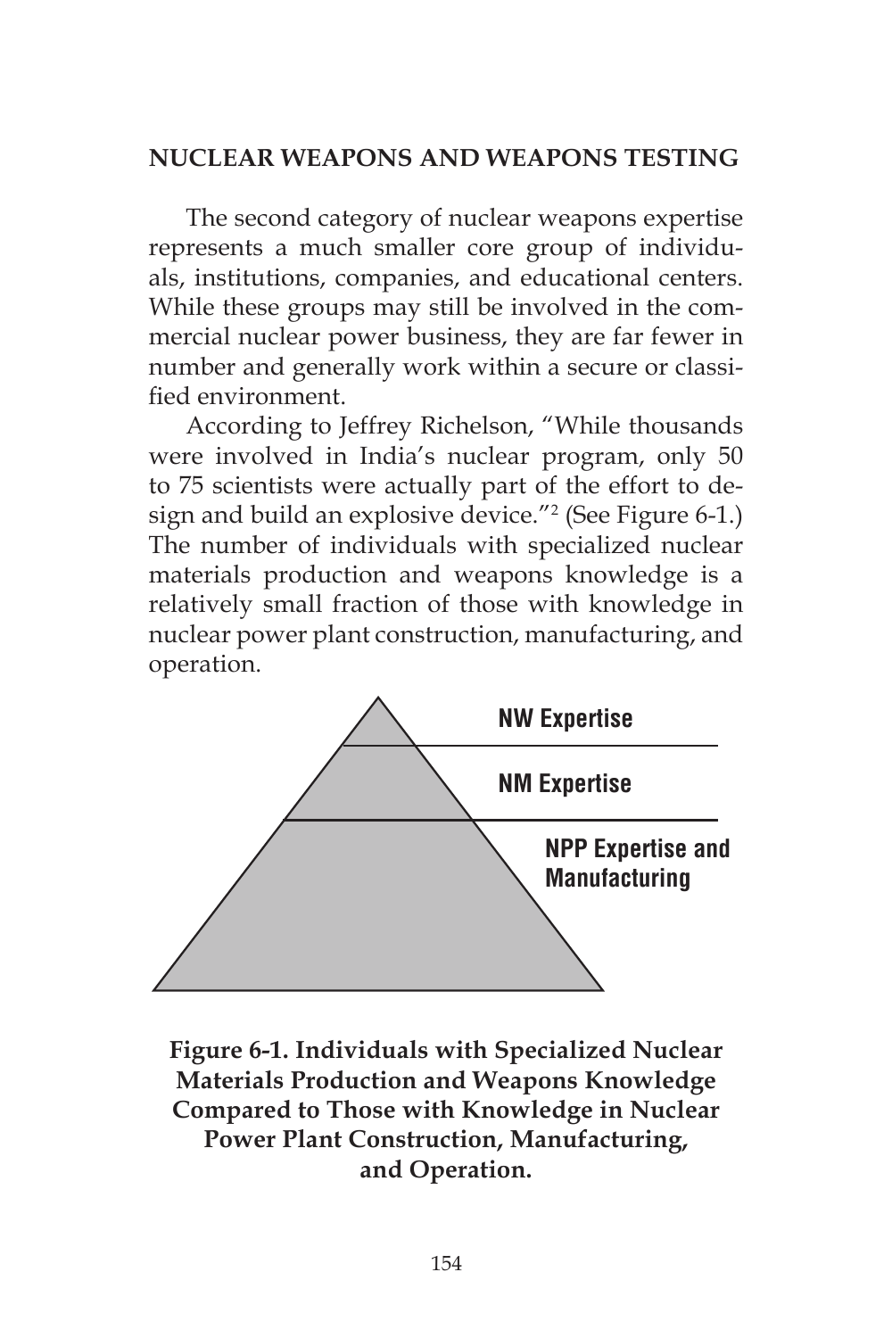## NUCLEAR WEAPONS AND WEAPONS TESTING

The second category of nuclear weapons expertise represents a much smaller core group of individuals, institutions, companies, and educational centers. While these groups may still be involved in the commercial nuclear power business, they are far fewer in number and generally work within a secure or classified environment.

According to Jeffrey Richelson, "While thousands were involved in India's nuclear program, only 50 to 75 scientists were actually part of the effort to design and build an explosive device."[2] (See Figure 6-1.) The number of individuals with specialized nuclear materials production and weapons knowledge is a relatively small fraction of those with knowledge in nuclear power plant construction, manufacturing, and operation.

NW Expertise

NM Expertise

NPP Expertise and Manufacturing

**Figure 6-1. Individuals with Specialized Nuclear Materials Production and Weapons Knowledge Compared to Those with Knowledge in Nuclear Power Plant Construction, Manufacturing, and Operation.**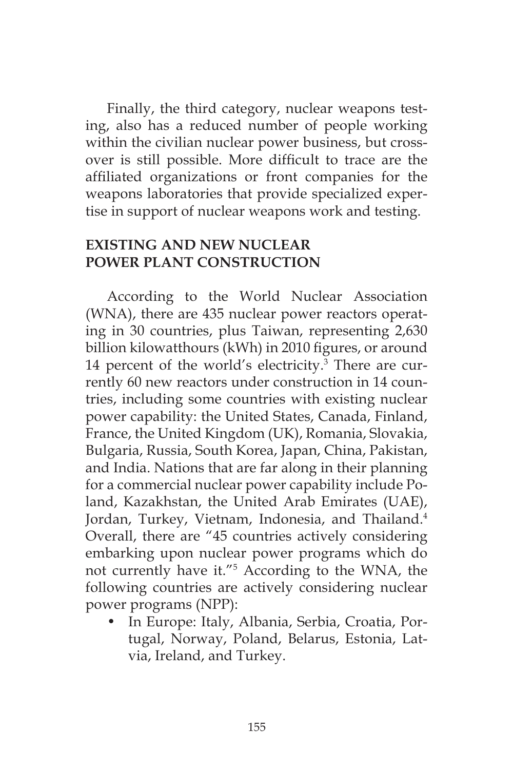Finally, the third category, nuclear weapons testing, also has a reduced number of people working within the civilian nuclear power business, but crossover is still possible. More difficult to trace are the affiliated organizations or front companies for the weapons laboratories that provide specialized expertise in support of nuclear weapons work and testing.

## EXISTING AND NEW NUCLEAR POWER PLANT CONSTRUCTION

According to the World Nuclear Association (WNA), there are 435 nuclear power reactors operating in 30 countries, plus Taiwan, representing 2,630 billion kilowatthours (kWh) in 2010 figures, or around 14 percent of the world's electricity.[3] There are currently 60 new reactors under construction in 14 countries, including some countries with existing nuclear power capability: the United States, Canada, Finland, France, the United Kingdom (UK), Romania, Slovakia, Bulgaria, Russia, South Korea, Japan, China, Pakistan, and India. Nations that are far along in their planning for a commercial nuclear power capability include Poland, Kazakhstan, the United Arab Emirates (UAE), Jordan, Turkey, Vietnam, Indonesia, and Thailand.[4] Overall, there are "45 countries actively considering embarking upon nuclear power programs which do not currently have it."[5] According to the WNA, the following countries are actively considering nuclear power programs (NPP):

- In Europe: Italy, Albania, Serbia, Croatia, Portugal, Norway, Poland, Belarus, Estonia, Latvia, Ireland, and Turkey.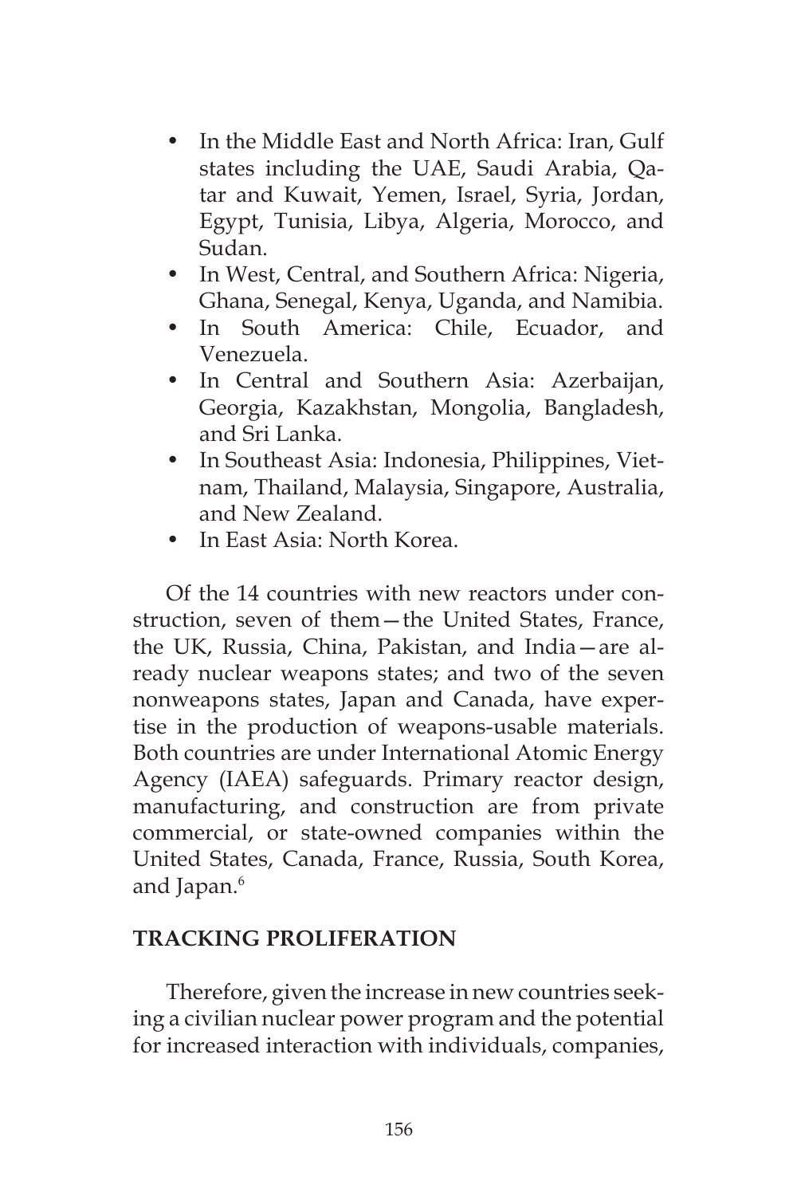- In the Middle East and North Africa: Iran, Gulf states including the UAE, Saudi Arabia, Qatar and Kuwait, Yemen, Israel, Syria, Jordan, Egypt, Tunisia, Libya, Algeria, Morocco, and Sudan.
- In West, Central, and Southern Africa: Nigeria, Ghana, Senegal, Kenya, Uganda, and Namibia.
- In South America: Chile, Ecuador, and Venezuela.
- In Central and Southern Asia: Azerbaijan, Georgia, Kazakhstan, Mongolia, Bangladesh, and Sri Lanka.
- In Southeast Asia: Indonesia, Philippines, Vietnam, Thailand, Malaysia, Singapore, Australia, and New Zealand.
- In East Asia: North Korea.

Of the 14 countries with new reactors under construction, seven of them—the United States, France, the UK, Russia, China, Pakistan, and India—are already nuclear weapons states; and two of the seven nonweapons states, Japan and Canada, have expertise in the production of weapons-usable materials. Both countries are under International Atomic Energy Agency (IAEA) safeguards. Primary reactor design, manufacturing, and construction are from private commercial, or state-owned companies within the United States, Canada, France, Russia, South Korea, and Japan.[6]

## TRACKING PROLIFERATION

Therefore, given the increase in new countries seeking a civilian nuclear power program and the potential for increased interaction with individuals, companies,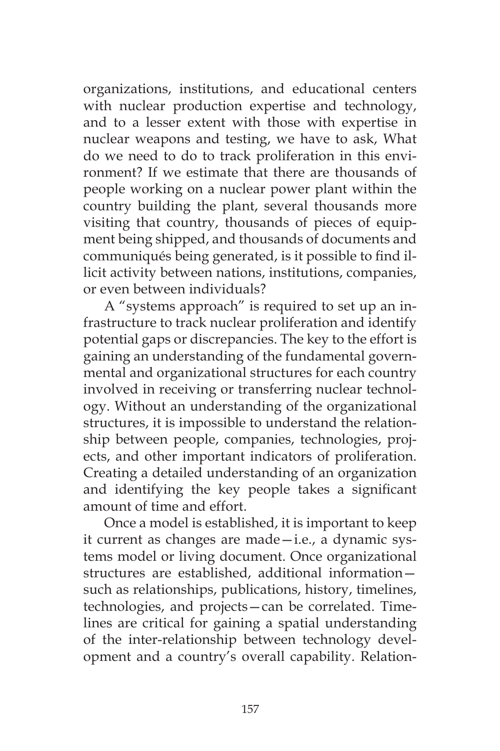organizations, institutions, and educational centers with nuclear production expertise and technology, and to a lesser extent with those with expertise in nuclear weapons and testing, we have to ask, What do we need to do to track proliferation in this environment? If we estimate that there are thousands of people working on a nuclear power plant within the country building the plant, several thousands more visiting that country, thousands of pieces of equipment being shipped, and thousands of documents and communiqués being generated, is it possible to find illicit activity between nations, institutions, companies, or even between individuals?

A "systems approach" is required to set up an infrastructure to track nuclear proliferation and identify potential gaps or discrepancies. The key to the effort is gaining an understanding of the fundamental governmental and organizational structures for each country involved in receiving or transferring nuclear technology. Without an understanding of the organizational structures, it is impossible to understand the relationship between people, companies, technologies, projects, and other important indicators of proliferation. Creating a detailed understanding of an organization and identifying the key people takes a significant amount of time and effort.

Once a model is established, it is important to keep it current as changes are made—i.e., a dynamic systems model or living document. Once organizational structures are established, additional information—such as relationships, publications, history, timelines, technologies, and projects—can be correlated. Timelines are critical for gaining a spatial understanding of the inter-relationship between technology development and a country's overall capability. Relation-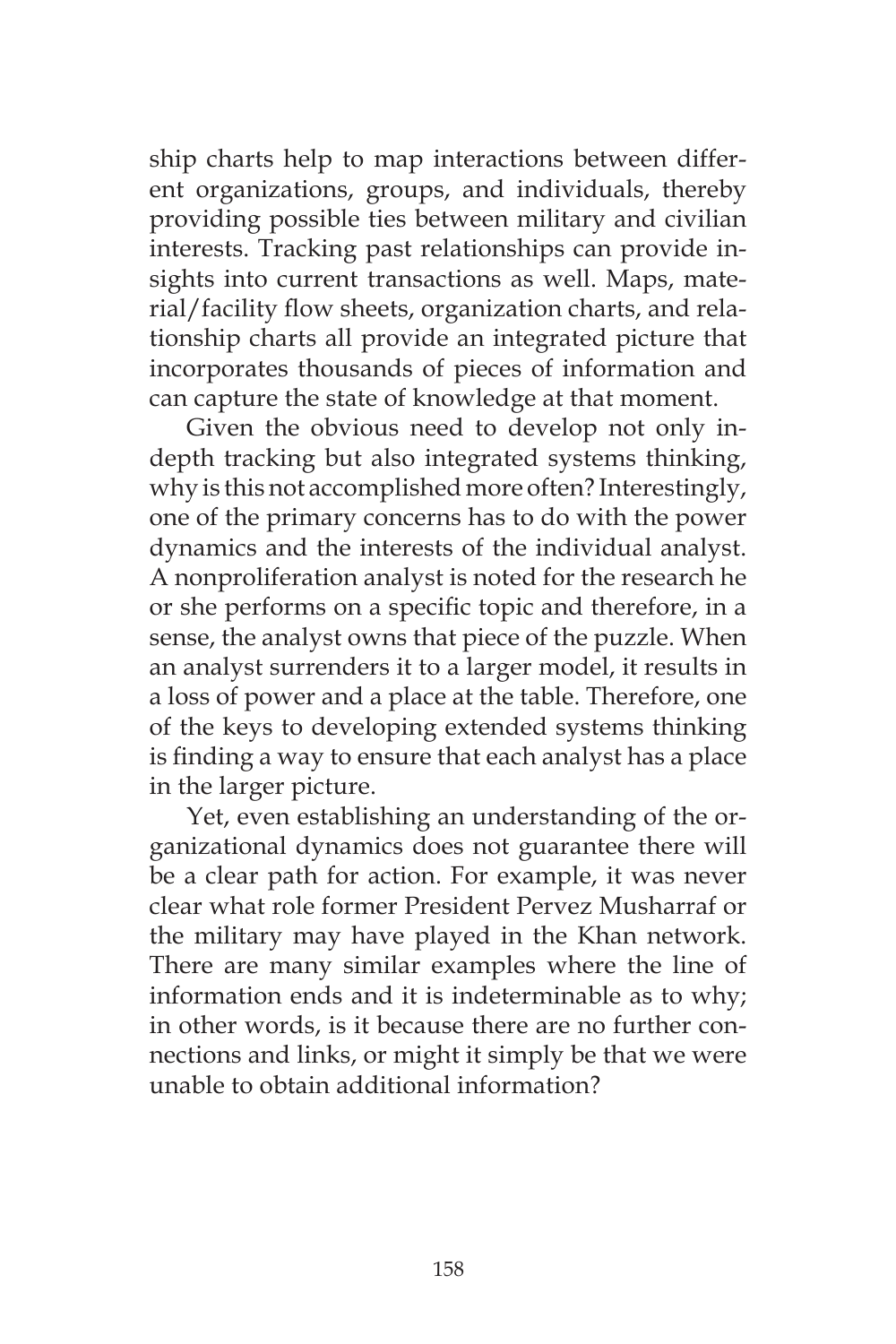ship charts help to map interactions between different organizations, groups, and individuals, thereby providing possible ties between military and civilian interests. Tracking past relationships can provide insights into current transactions as well. Maps, material/facility flow sheets, organization charts, and relationship charts all provide an integrated picture that incorporates thousands of pieces of information and can capture the state of knowledge at that moment.

Given the obvious need to develop not only in-depth tracking but also integrated systems thinking, why is this not accomplished more often? Interestingly, one of the primary concerns has to do with the power dynamics and the interests of the individual analyst. A nonproliferation analyst is noted for the research he or she performs on a specific topic and therefore, in a sense, the analyst owns that piece of the puzzle. When an analyst surrenders it to a larger model, it results in a loss of power and a place at the table. Therefore, one of the keys to developing extended systems thinking is finding a way to ensure that each analyst has a place in the larger picture.

Yet, even establishing an understanding of the organizational dynamics does not guarantee there will be a clear path for action. For example, it was never clear what role former President Pervez Musharraf or the military may have played in the Khan network. There are many similar examples where the line of information ends and it is indeterminable as to why; in other words, is it because there are no further connections and links, or might it simply be that we were unable to obtain additional information?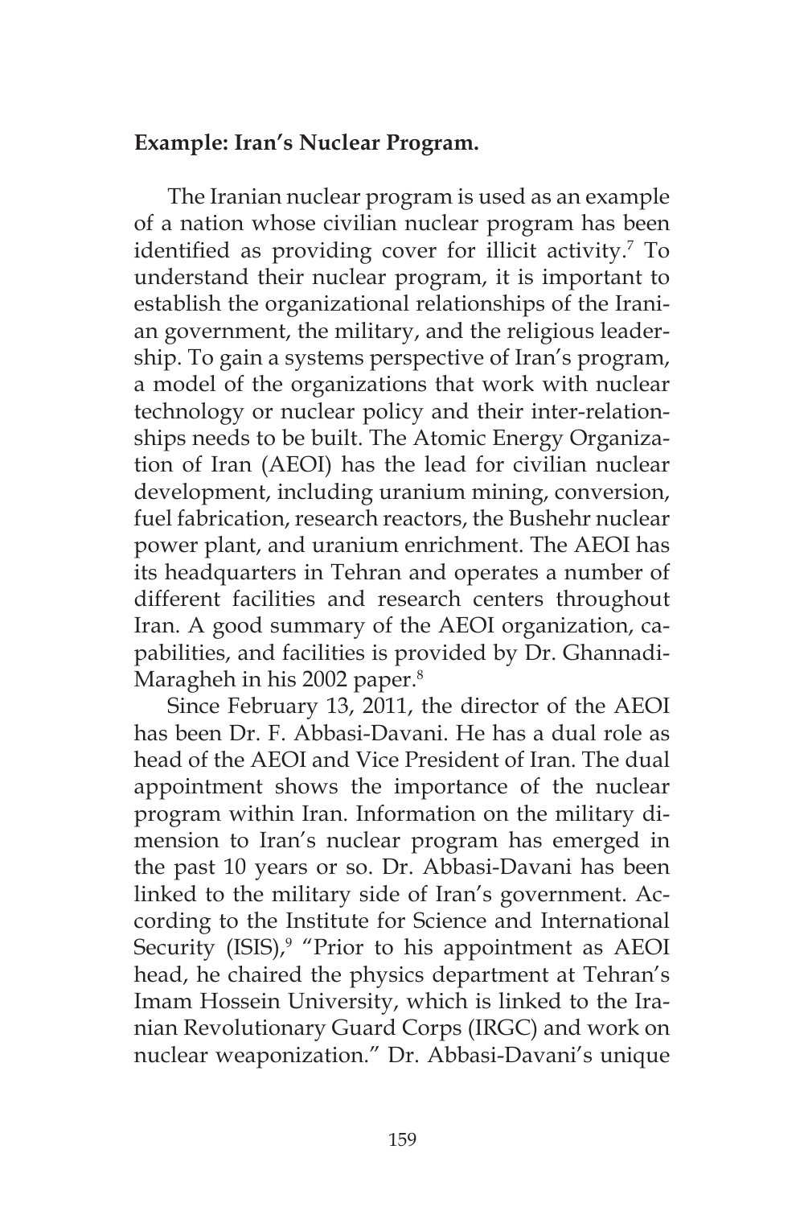**Example: Iran's Nuclear Program.**

The Iranian nuclear program is used as an example of a nation whose civilian nuclear program has been identified as providing cover for illicit activity.[7] To understand their nuclear program, it is important to establish the organizational relationships of the Iranian government, the military, and the religious leadership. To gain a systems perspective of Iran's program, a model of the organizations that work with nuclear technology or nuclear policy and their inter-relationships needs to be built. The Atomic Energy Organization of Iran (AEOI) has the lead for civilian nuclear development, including uranium mining, conversion, fuel fabrication, research reactors, the Bushehr nuclear power plant, and uranium enrichment. The AEOI has its headquarters in Tehran and operates a number of different facilities and research centers throughout Iran. A good summary of the AEOI organization, capabilities, and facilities is provided by Dr. Ghannadi-Maragheh in his 2002 paper.[8]

Since February 13, 2011, the director of the AEOI has been Dr. F. Abbasi-Davani. He has a dual role as head of the AEOI and Vice President of Iran. The dual appointment shows the importance of the nuclear program within Iran. Information on the military dimension to Iran's nuclear program has emerged in the past 10 years or so. Dr. Abbasi-Davani has been linked to the military side of Iran's government. According to the Institute for Science and International Security (ISIS),[9] "Prior to his appointment as AEOI head, he chaired the physics department at Tehran's Imam Hossein University, which is linked to the Iranian Revolutionary Guard Corps (IRGC) and work on nuclear weaponization." Dr. Abbasi-Davani's unique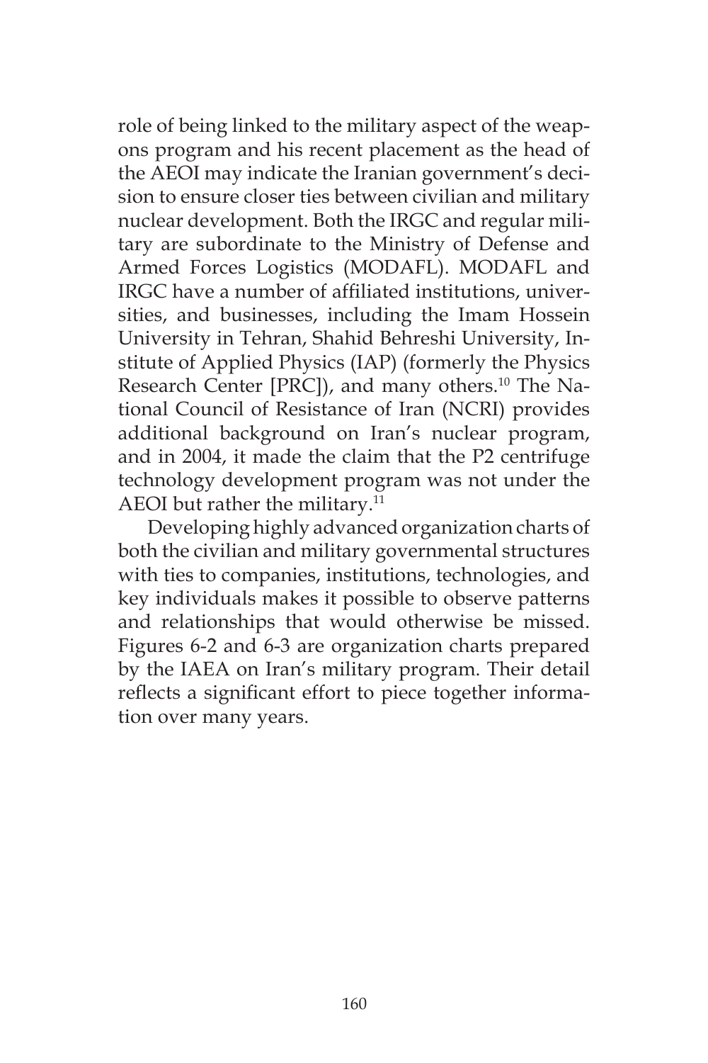role of being linked to the military aspect of the weapons program and his recent placement as the head of the AEOI may indicate the Iranian government's decision to ensure closer ties between civilian and military nuclear development. Both the IRGC and regular military are subordinate to the Ministry of Defense and Armed Forces Logistics (MODAFL). MODAFL and IRGC have a number of affiliated institutions, universities, and businesses, including the Imam Hossein University in Tehran, Shahid Behreshi University, Institute of Applied Physics (IAP) (formerly the Physics Research Center [PRC]), and many others.[10] The National Council of Resistance of Iran (NCRI) provides additional background on Iran's nuclear program, and in 2004, it made the claim that the P2 centrifuge technology development program was not under the AEOI but rather the military.[11]

Developing highly advanced organization charts of both the civilian and military governmental structures with ties to companies, institutions, technologies, and key individuals makes it possible to observe patterns and relationships that would otherwise be missed. Figures 6-2 and 6-3 are organization charts prepared by the IAEA on Iran's military program. Their detail reflects a significant effort to piece together information over many years.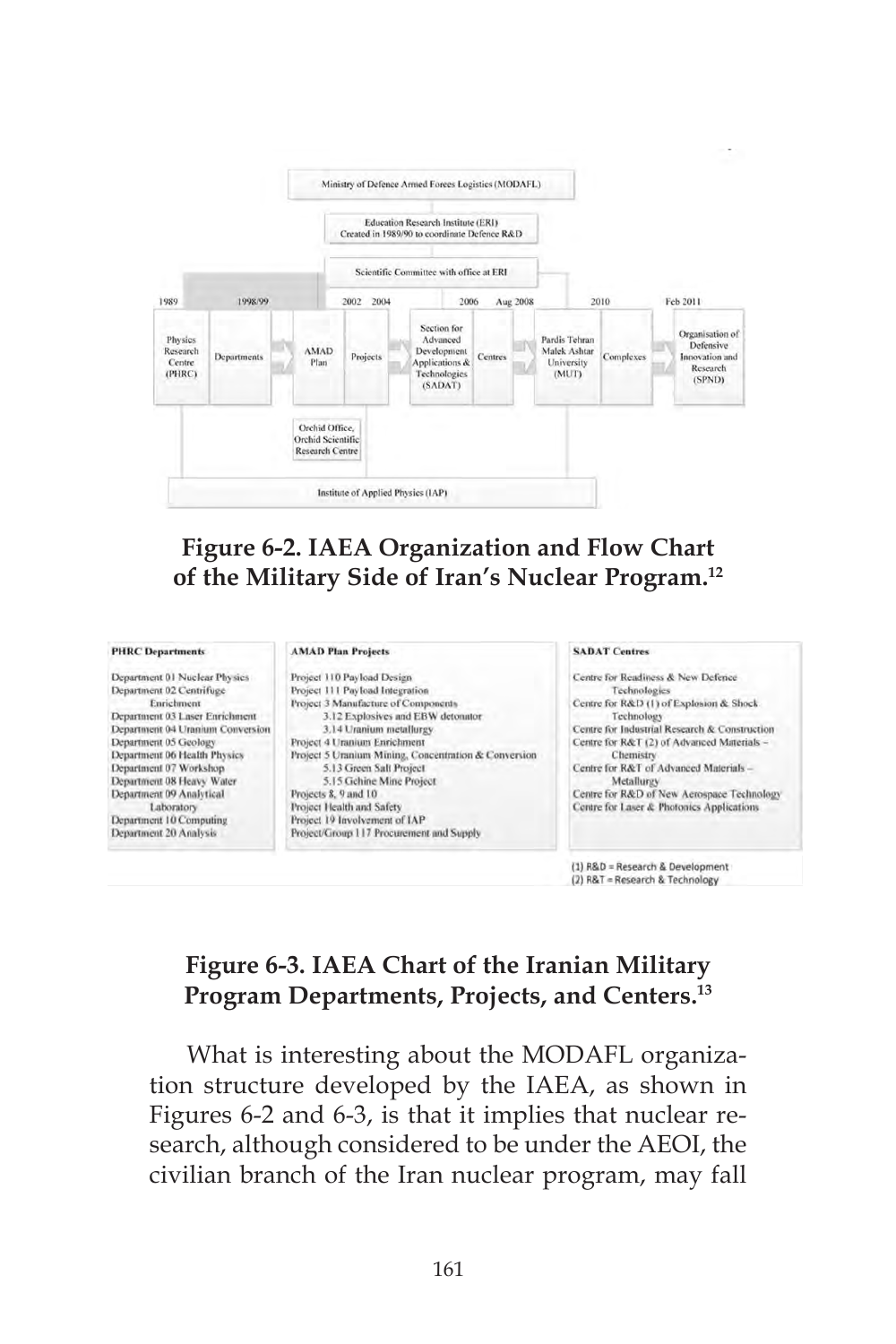Ministry of Defence Armed Forces Logistics (MODAFL)

Education Research Institute (ERI)
Created in 1989/90 to coordinate Defence R&D

Scientific Committee with office at ERI

| 1989 | 1998/99 | | 2002 | 2004 | | 2006 | Aug 2008 | | 2010 | Feb 2011 |
|---|---|---|---|---|---|---|---|---|---|---|
| Physics Research Centre (PHRC) | Departments | AMAD Plan | Projects | Section for Advanced Development Applications & Technologies (SADAT) | Centres | Pardis Tehran Malek Ashtar University (MUT) | Complexes | Organisation of Defensive Innovation and Research (SPND) | | |

Orchid Office, Orchid Scientific Research Centre

Institute of Applied Physics (IAP)

**Figure 6-2. IAEA Organization and Flow Chart of the Military Side of Iran's Nuclear Program.[12]**

| PHRC Departments | AMAD Plan Projects | SADAT Centres |
|---|---|---|
| Department 01 Nuclear Physics | Project 110 Payload Design | Centre for Readiness & New Defence Technologies |
| Department 02 Centrifuge Enrichment | Project 111 Payload Integration | Centre for R&D (1) of Explosion & Shock Technology |
| Department 03 Laser Enrichment | Project 3 Manufacture of Components | Centre for Industrial Research & Construction |
| Department 04 Uranium Conversion | 3.12 Explosives and EBW detonator | Centre for R&T (2) of Advanced Materials – Chemistry |
| Department 05 Geology | 3.14 Uranium metallurgy | Centre for R&T of Advanced Materials – Metallurgy |
| Department 06 Health Physics | Project 4 Uranium Enrichment | Centre for R&D of New Aerospace Technology |
| Department 07 Workshop | Project 5 Uranium Mining, Concentration & Conversion | Centre for Laser & Photonics Applications |
| Department 08 Heavy Water | 5.13 Green Salt Project | |
| Department 09 Analytical Laboratory | 5.15 Gchine Mine Project | |
| Department 10 Computing | Projects 8, 9 and 10 | |
| Department 20 Analysis | Project Health and Safety | |
| | Project 19 Involvement of IAP | |
| | Project/Group 117 Procurement and Supply | |

(1) R&D = Research & Development
(2) R&T = Research & Technology

**Figure 6-3. IAEA Chart of the Iranian Military Program Departments, Projects, and Centers.[13]**

What is interesting about the MODAFL organization structure developed by the IAEA, as shown in Figures 6-2 and 6-3, is that it implies that nuclear research, although considered to be under the AEOI, the civilian branch of the Iran nuclear program, may fall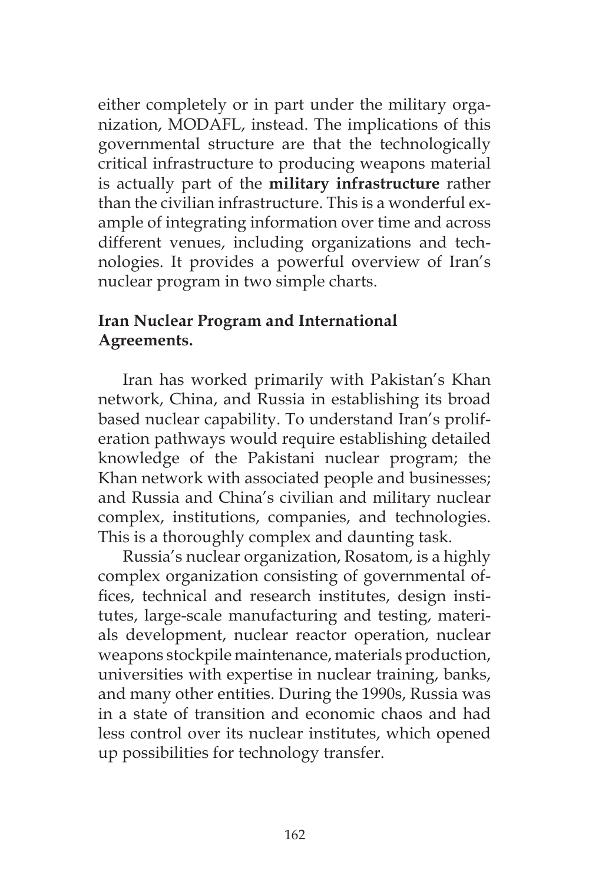either completely or in part under the military organization, MODAFL, instead. The implications of this governmental structure are that the technologically critical infrastructure to producing weapons material is actually part of the **military infrastructure** rather than the civilian infrastructure. This is a wonderful example of integrating information over time and across different venues, including organizations and technologies. It provides a powerful overview of Iran's nuclear program in two simple charts.

**Iran Nuclear Program and International Agreements.**

Iran has worked primarily with Pakistan's Khan network, China, and Russia in establishing its broad based nuclear capability. To understand Iran's proliferation pathways would require establishing detailed knowledge of the Pakistani nuclear program; the Khan network with associated people and businesses; and Russia and China's civilian and military nuclear complex, institutions, companies, and technologies. This is a thoroughly complex and daunting task.

Russia's nuclear organization, Rosatom, is a highly complex organization consisting of governmental offices, technical and research institutes, design institutes, large-scale manufacturing and testing, materials development, nuclear reactor operation, nuclear weapons stockpile maintenance, materials production, universities with expertise in nuclear training, banks, and many other entities. During the 1990s, Russia was in a state of transition and economic chaos and had less control over its nuclear institutes, which opened up possibilities for technology transfer.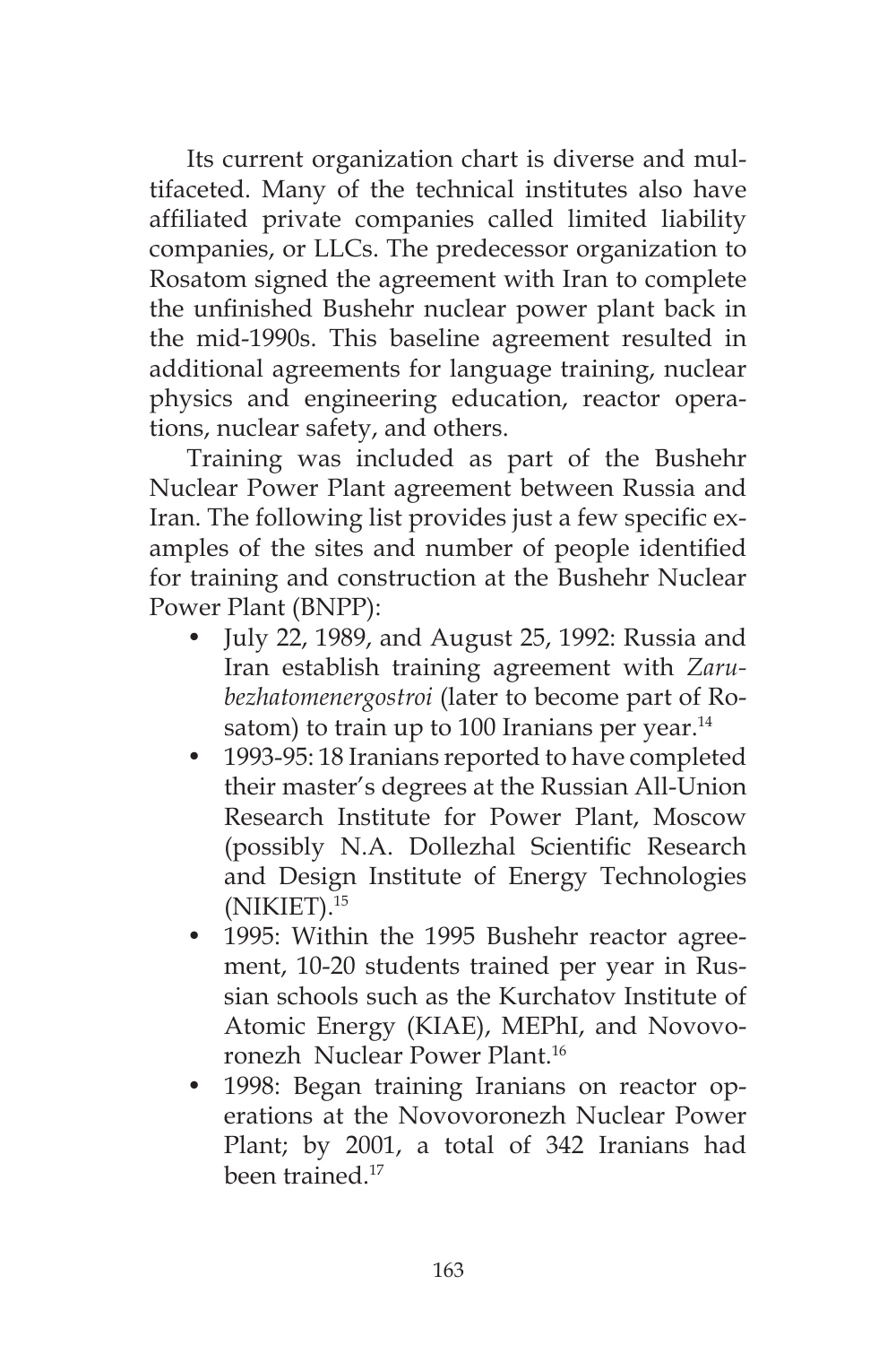Its current organization chart is diverse and multifaceted. Many of the technical institutes also have affiliated private companies called limited liability companies, or LLCs. The predecessor organization to Rosatom signed the agreement with Iran to complete the unfinished Bushehr nuclear power plant back in the mid-1990s. This baseline agreement resulted in additional agreements for language training, nuclear physics and engineering education, reactor operations, nuclear safety, and others.

Training was included as part of the Bushehr Nuclear Power Plant agreement between Russia and Iran. The following list provides just a few specific examples of the sites and number of people identified for training and construction at the Bushehr Nuclear Power Plant (BNPP):

- July 22, 1989, and August 25, 1992: Russia and Iran establish training agreement with *Zarubezhatomenergostroi* (later to become part of Rosatom) to train up to 100 Iranians per year.[14]
- 1993-95: 18 Iranians reported to have completed their master's degrees at the Russian All-Union Research Institute for Power Plant, Moscow (possibly N.A. Dollezhal Scientific Research and Design Institute of Energy Technologies (NIKIET).[15]
- 1995: Within the 1995 Bushehr reactor agreement, 10-20 students trained per year in Russian schools such as the Kurchatov Institute of Atomic Energy (KIAE), MEPhI, and Novovoronezh Nuclear Power Plant.[16]
- 1998: Began training Iranians on reactor operations at the Novovoronezh Nuclear Power Plant; by 2001, a total of 342 Iranians had been trained.[17]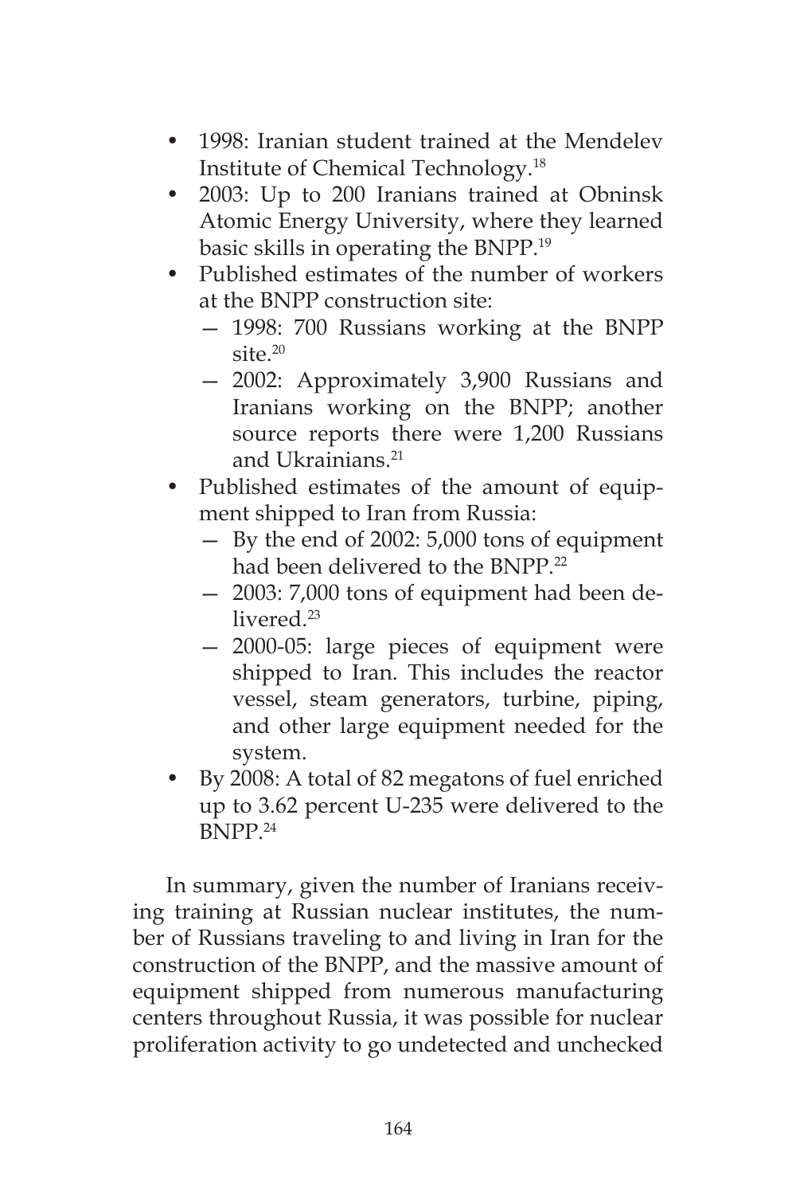- 1998: Iranian student trained at the Mendelev Institute of Chemical Technology.[18]
- 2003: Up to 200 Iranians trained at Obninsk Atomic Energy University, where they learned basic skills in operating the BNPP.[19]
- Published estimates of the number of workers at the BNPP construction site:
  - 1998: 700 Russians working at the BNPP site.[20]
  - 2002: Approximately 3,900 Russians and Iranians working on the BNPP; another source reports there were 1,200 Russians and Ukrainians.[21]
- Published estimates of the amount of equipment shipped to Iran from Russia:
  - By the end of 2002: 5,000 tons of equipment had been delivered to the BNPP.[22]
  - 2003: 7,000 tons of equipment had been delivered.[23]
  - 2000-05: large pieces of equipment were shipped to Iran. This includes the reactor vessel, steam generators, turbine, piping, and other large equipment needed for the system.
- By 2008: A total of 82 megatons of fuel enriched up to 3.62 percent U-235 were delivered to the BNPP.[24]

In summary, given the number of Iranians receiving training at Russian nuclear institutes, the number of Russians traveling to and living in Iran for the construction of the BNPP, and the massive amount of equipment shipped from numerous manufacturing centers throughout Russia, it was possible for nuclear proliferation activity to go undetected and unchecked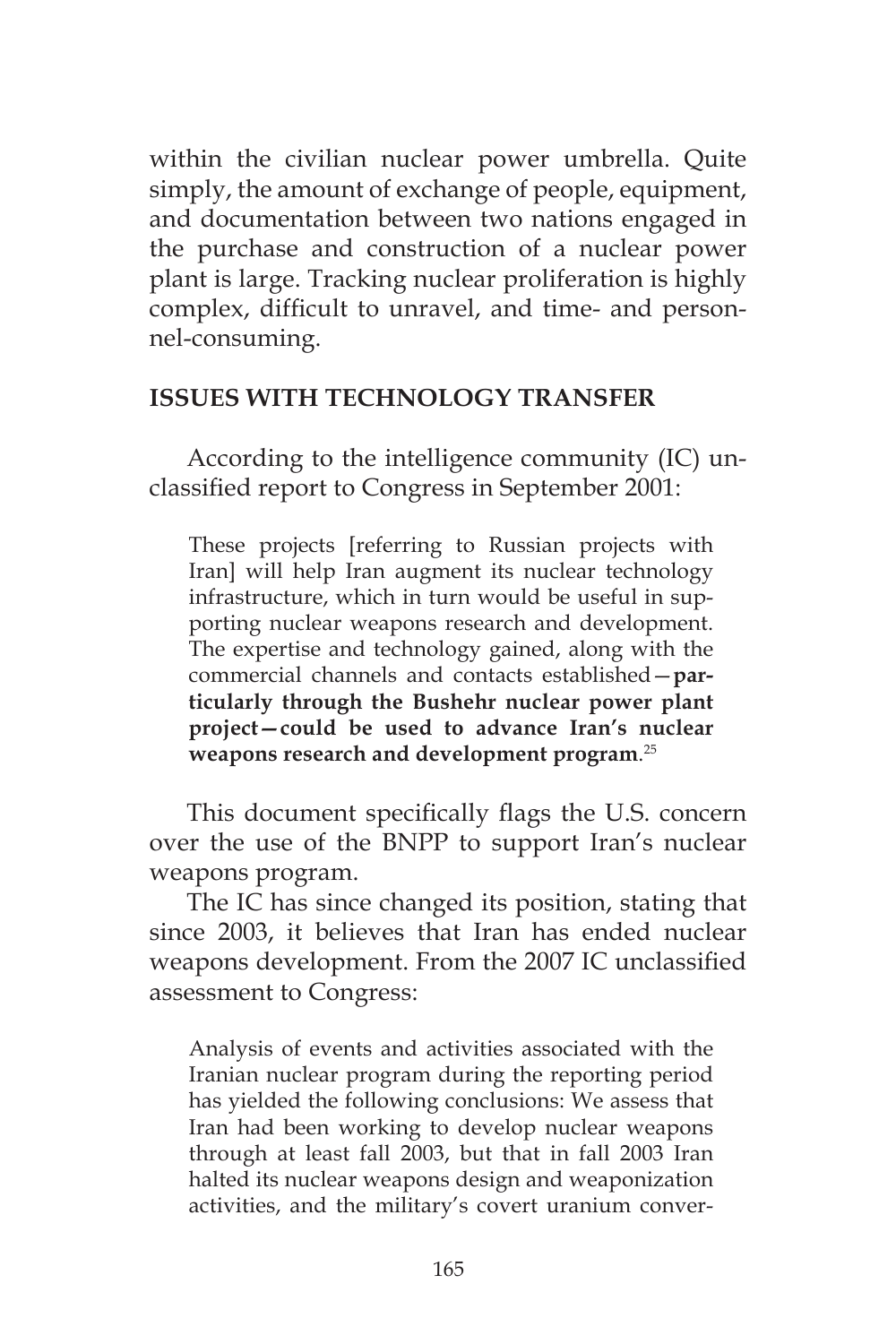within the civilian nuclear power umbrella. Quite simply, the amount of exchange of people, equipment, and documentation between two nations engaged in the purchase and construction of a nuclear power plant is large. Tracking nuclear proliferation is highly complex, difficult to unravel, and time- and personnel-consuming.

## ISSUES WITH TECHNOLOGY TRANSFER

According to the intelligence community (IC) unclassified report to Congress in September 2001:

> These projects [referring to Russian projects with Iran] will help Iran augment its nuclear technology infrastructure, which in turn would be useful in supporting nuclear weapons research and development. The expertise and technology gained, along with the commercial channels and contacts established—**particularly through the Bushehr nuclear power plant project—could be used to advance Iran's nuclear weapons research and development program**.[25]

This document specifically flags the U.S. concern over the use of the BNPP to support Iran's nuclear weapons program.

The IC has since changed its position, stating that since 2003, it believes that Iran has ended nuclear weapons development. From the 2007 IC unclassified assessment to Congress:

> Analysis of events and activities associated with the Iranian nuclear program during the reporting period has yielded the following conclusions: We assess that Iran had been working to develop nuclear weapons through at least fall 2003, but that in fall 2003 Iran halted its nuclear weapons design and weaponization activities, and the military's covert uranium conver-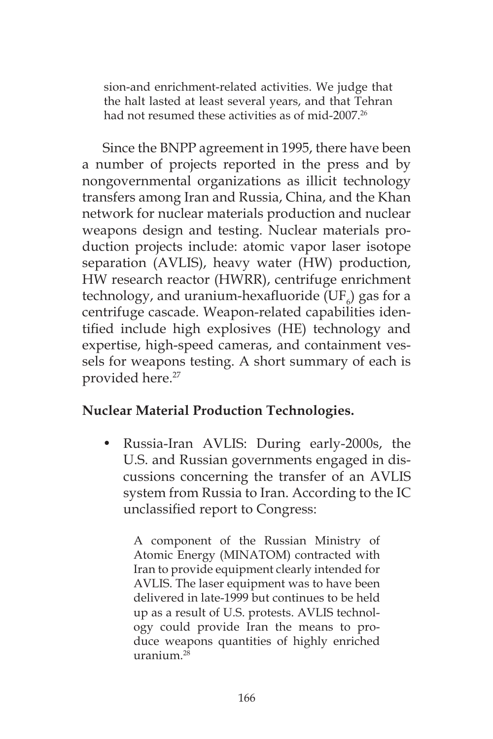sion-and enrichment-related activities. We judge that the halt lasted at least several years, and that Tehran had not resumed these activities as of mid-2007.[26]

Since the BNPP agreement in 1995, there have been a number of projects reported in the press and by nongovernmental organizations as illicit technology transfers among Iran and Russia, China, and the Khan network for nuclear materials production and nuclear weapons design and testing. Nuclear materials production projects include: atomic vapor laser isotope separation (AVLIS), heavy water (HW) production, HW research reactor (HWRR), centrifuge enrichment technology, and uranium-hexafluoride ($UF_6$) gas for a centrifuge cascade. Weapon-related capabilities identified include high explosives (HE) technology and expertise, high-speed cameras, and containment vessels for weapons testing. A short summary of each is provided here.[27]

**Nuclear Material Production Technologies.**

- Russia-Iran AVLIS: During early-2000s, the U.S. and Russian governments engaged in discussions concerning the transfer of an AVLIS system from Russia to Iran. According to the IC unclassified report to Congress:

  > A component of the Russian Ministry of Atomic Energy (MINATOM) contracted with Iran to provide equipment clearly intended for AVLIS. The laser equipment was to have been delivered in late-1999 but continues to be held up as a result of U.S. protests. AVLIS technology could provide Iran the means to produce weapons quantities of highly enriched uranium.[28]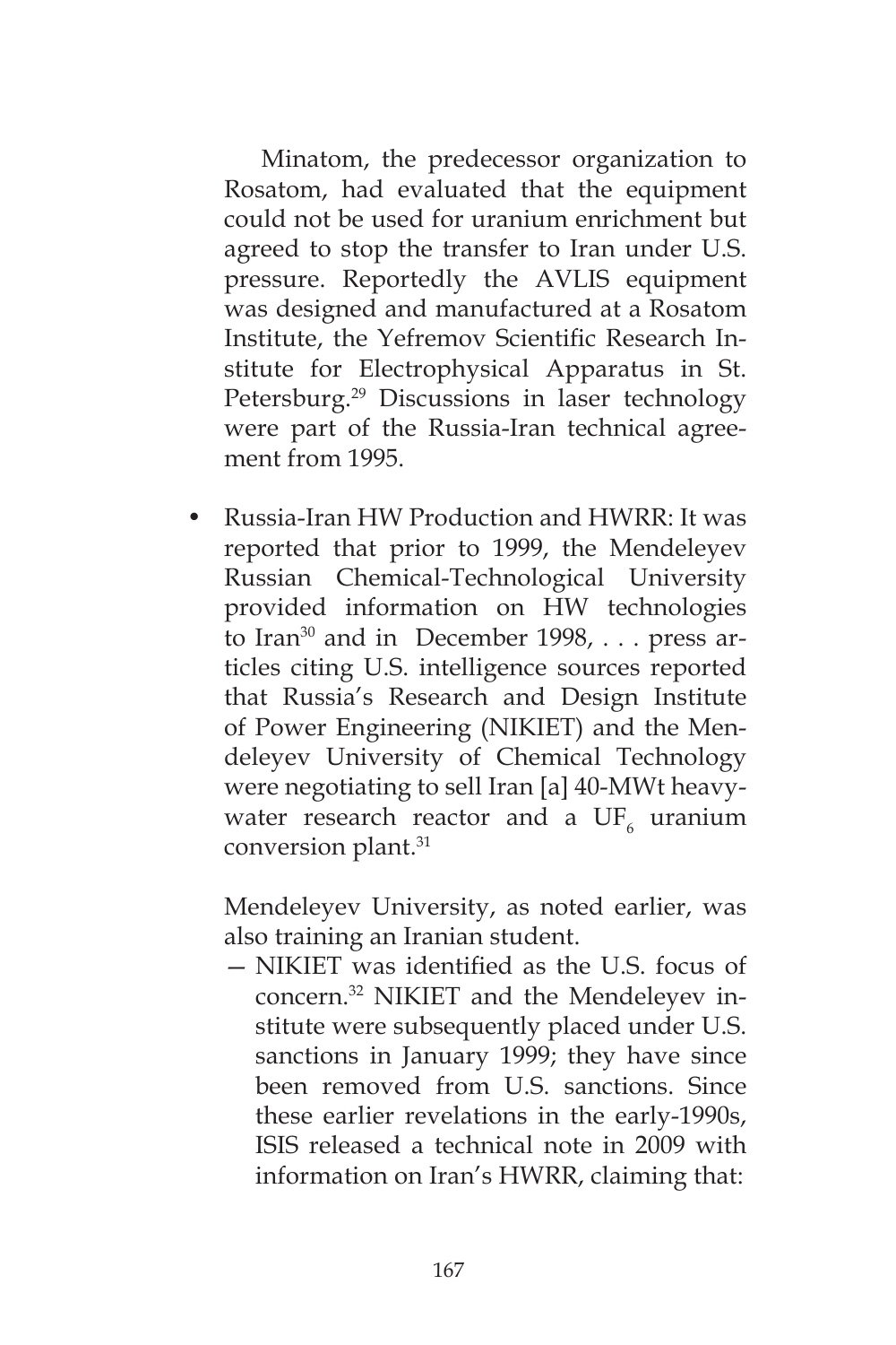Minatom, the predecessor organization to Rosatom, had evaluated that the equipment could not be used for uranium enrichment but agreed to stop the transfer to Iran under U.S. pressure. Reportedly the AVLIS equipment was designed and manufactured at a Rosatom Institute, the Yefremov Scientific Research Institute for Electrophysical Apparatus in St. Petersburg.[29] Discussions in laser technology were part of the Russia-Iran technical agreement from 1995.

- Russia-Iran HW Production and HWRR: It was reported that prior to 1999, the Mendeleyev Russian Chemical-Technological University provided information on HW technologies to Iran[30] and in December 1998, . . . press articles citing U.S. intelligence sources reported that Russia's Research and Design Institute of Power Engineering (NIKIET) and the Mendeleyev University of Chemical Technology were negotiating to sell Iran [a] 40-MWt heavy-water research reactor and a $UF_6$ uranium conversion plant.[31]

  Mendeleyev University, as noted earlier, was also training an Iranian student.

  — NIKIET was identified as the U.S. focus of concern.[32] NIKIET and the Mendeleyev institute were subsequently placed under U.S. sanctions in January 1999; they have since been removed from U.S. sanctions. Since these earlier revelations in the early-1990s, ISIS released a technical note in 2009 with information on Iran's HWRR, claiming that: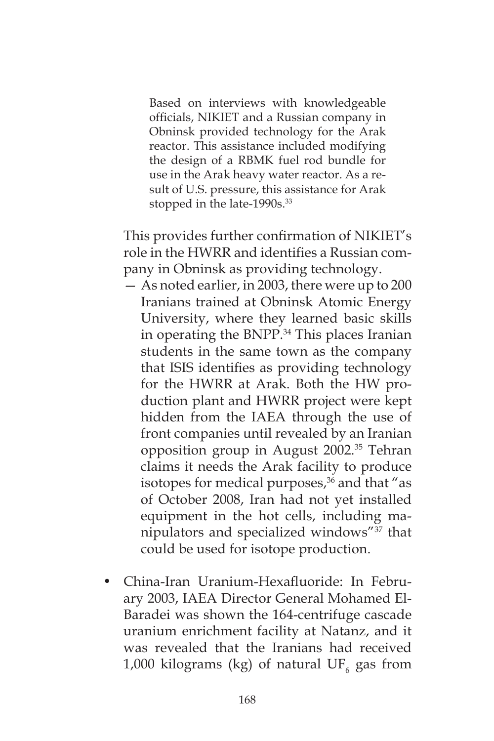> Based on interviews with knowledgeable officials, NIKIET and a Russian company in Obninsk provided technology for the Arak reactor. This assistance included modifying the design of a RBMK fuel rod bundle for use in the Arak heavy water reactor. As a result of U.S. pressure, this assistance for Arak stopped in the late-1990s.[33]

This provides further confirmation of NIKIET's role in the HWRR and identifies a Russian company in Obninsk as providing technology.

— As noted earlier, in 2003, there were up to 200 Iranians trained at Obninsk Atomic Energy University, where they learned basic skills in operating the BNPP.[34] This places Iranian students in the same town as the company that ISIS identifies as providing technology for the HWRR at Arak. Both the HW production plant and HWRR project were kept hidden from the IAEA through the use of front companies until revealed by an Iranian opposition group in August 2002.[35] Tehran claims it needs the Arak facility to produce isotopes for medical purposes,[36] and that "as of October 2008, Iran had not yet installed equipment in the hot cells, including manipulators and specialized windows"[37] that could be used for isotope production.

- China-Iran Uranium-Hexafluoride: In February 2003, IAEA Director General Mohamed El-Baradei was shown the 164-centrifuge cascade uranium enrichment facility at Natanz, and it was revealed that the Iranians had received 1,000 kilograms (kg) of natural $UF_6$ gas from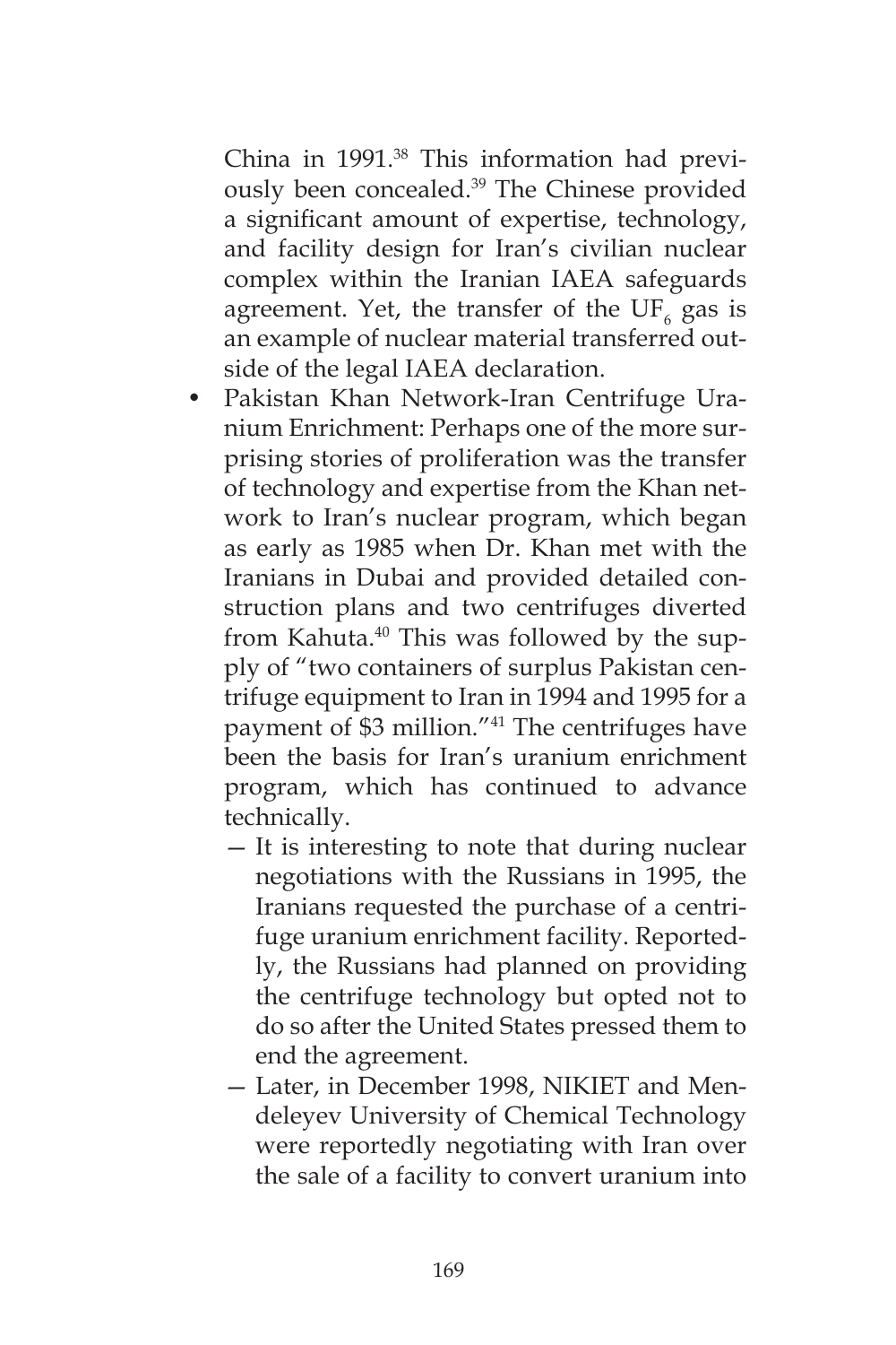China in 1991.[38] This information had previously been concealed.[39] The Chinese provided a significant amount of expertise, technology, and facility design for Iran's civilian nuclear complex within the Iranian IAEA safeguards agreement. Yet, the transfer of the $UF_6$ gas is an example of nuclear material transferred outside of the legal IAEA declaration.

- Pakistan Khan Network-Iran Centrifuge Uranium Enrichment: Perhaps one of the more surprising stories of proliferation was the transfer of technology and expertise from the Khan network to Iran's nuclear program, which began as early as 1985 when Dr. Khan met with the Iranians in Dubai and provided detailed construction plans and two centrifuges diverted from Kahuta.[40] This was followed by the supply of "two containers of surplus Pakistan centrifuge equipment to Iran in 1994 and 1995 for a payment of $3 million."[41] The centrifuges have been the basis for Iran's uranium enrichment program, which has continued to advance technically.
  - It is interesting to note that during nuclear negotiations with the Russians in 1995, the Iranians requested the purchase of a centrifuge uranium enrichment facility. Reportedly, the Russians had planned on providing the centrifuge technology but opted not to do so after the United States pressed them to end the agreement.
  - Later, in December 1998, NIKIET and Mendeleyev University of Chemical Technology were reportedly negotiating with Iran over the sale of a facility to convert uranium into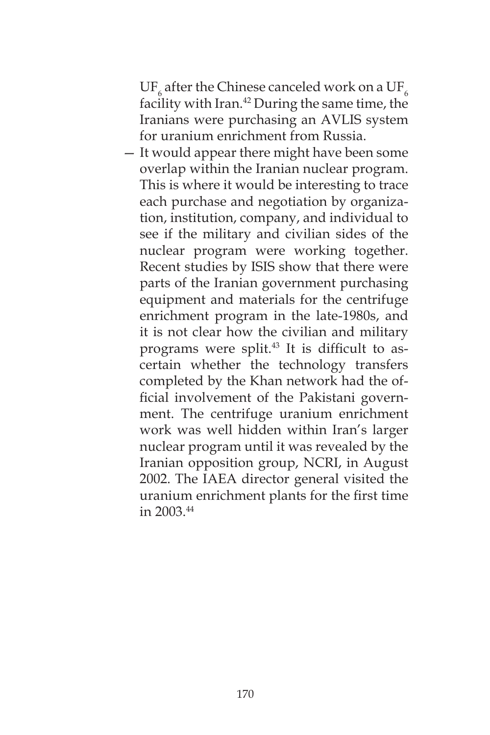$UF_6$ after the Chinese canceled work on a $UF_6$ facility with Iran.[42] During the same time, the Iranians were purchasing an AVLIS system for uranium enrichment from Russia.

— It would appear there might have been some overlap within the Iranian nuclear program. This is where it would be interesting to trace each purchase and negotiation by organization, institution, company, and individual to see if the military and civilian sides of the nuclear program were working together. Recent studies by ISIS show that there were parts of the Iranian government purchasing equipment and materials for the centrifuge enrichment program in the late-1980s, and it is not clear how the civilian and military programs were split.[43] It is difficult to ascertain whether the technology transfers completed by the Khan network had the official involvement of the Pakistani government. The centrifuge uranium enrichment work was well hidden within Iran's larger nuclear program until it was revealed by the Iranian opposition group, NCRI, in August 2002. The IAEA director general visited the uranium enrichment plants for the first time in 2003.[44]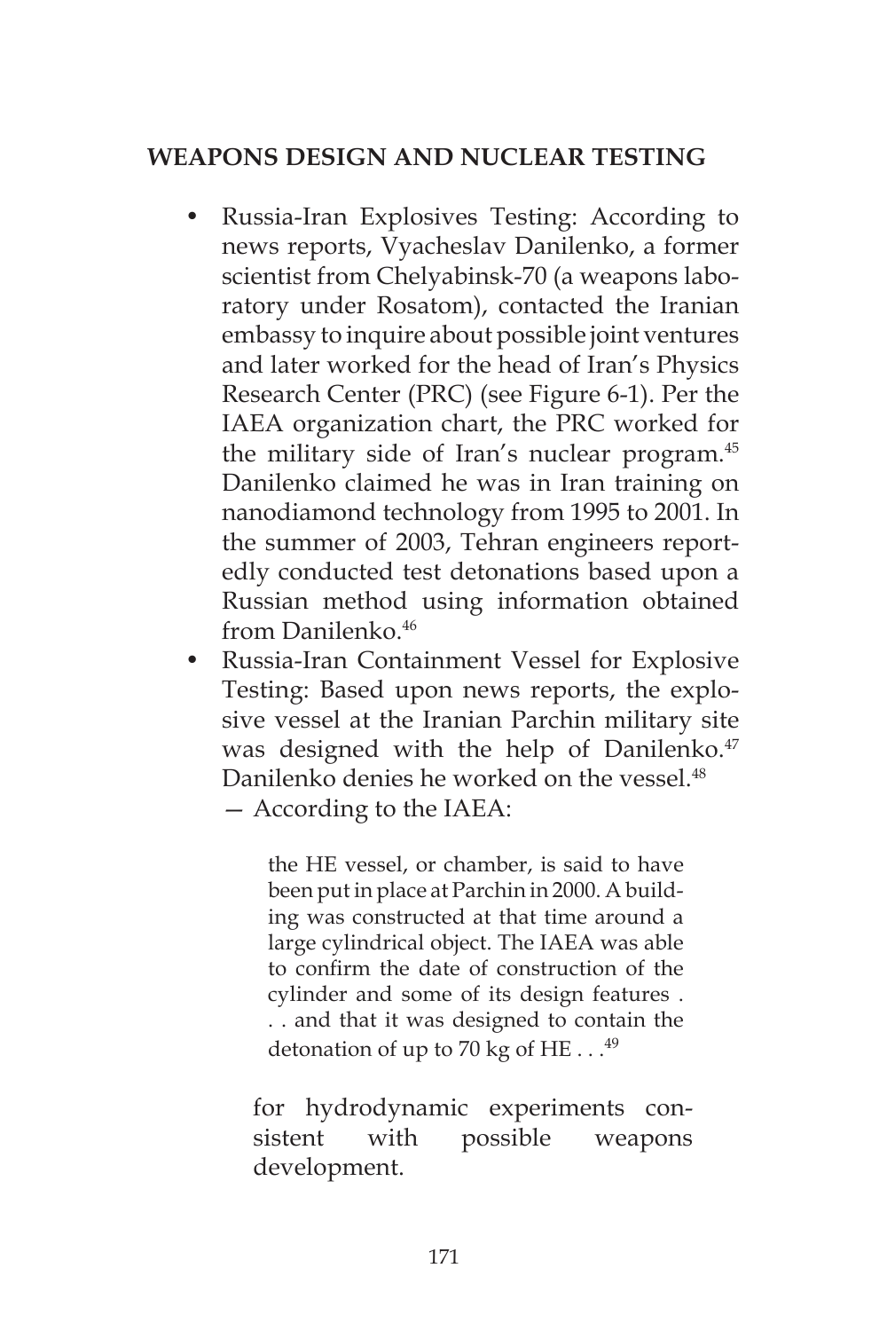## WEAPONS DESIGN AND NUCLEAR TESTING

- Russia-Iran Explosives Testing: According to news reports, Vyacheslav Danilenko, a former scientist from Chelyabinsk-70 (a weapons laboratory under Rosatom), contacted the Iranian embassy to inquire about possible joint ventures and later worked for the head of Iran's Physics Research Center (PRC) (see Figure 6-1). Per the IAEA organization chart, the PRC worked for the military side of Iran's nuclear program.[45] Danilenko claimed he was in Iran training on nanodiamond technology from 1995 to 2001. In the summer of 2003, Tehran engineers reportedly conducted test detonations based upon a Russian method using information obtained from Danilenko.[46]
- Russia-Iran Containment Vessel for Explosive Testing: Based upon news reports, the explosive vessel at the Iranian Parchin military site was designed with the help of Danilenko.[47] Danilenko denies he worked on the vessel.[48]
  - According to the IAEA:

    > the HE vessel, or chamber, is said to have been put in place at Parchin in 2000. A building was constructed at that time around a large cylindrical object. The IAEA was able to confirm the date of construction of the cylinder and some of its design features . . . and that it was designed to contain the detonation of up to 70 kg of HE . . .[49]

    for hydrodynamic experiments consistent with possible weapons development.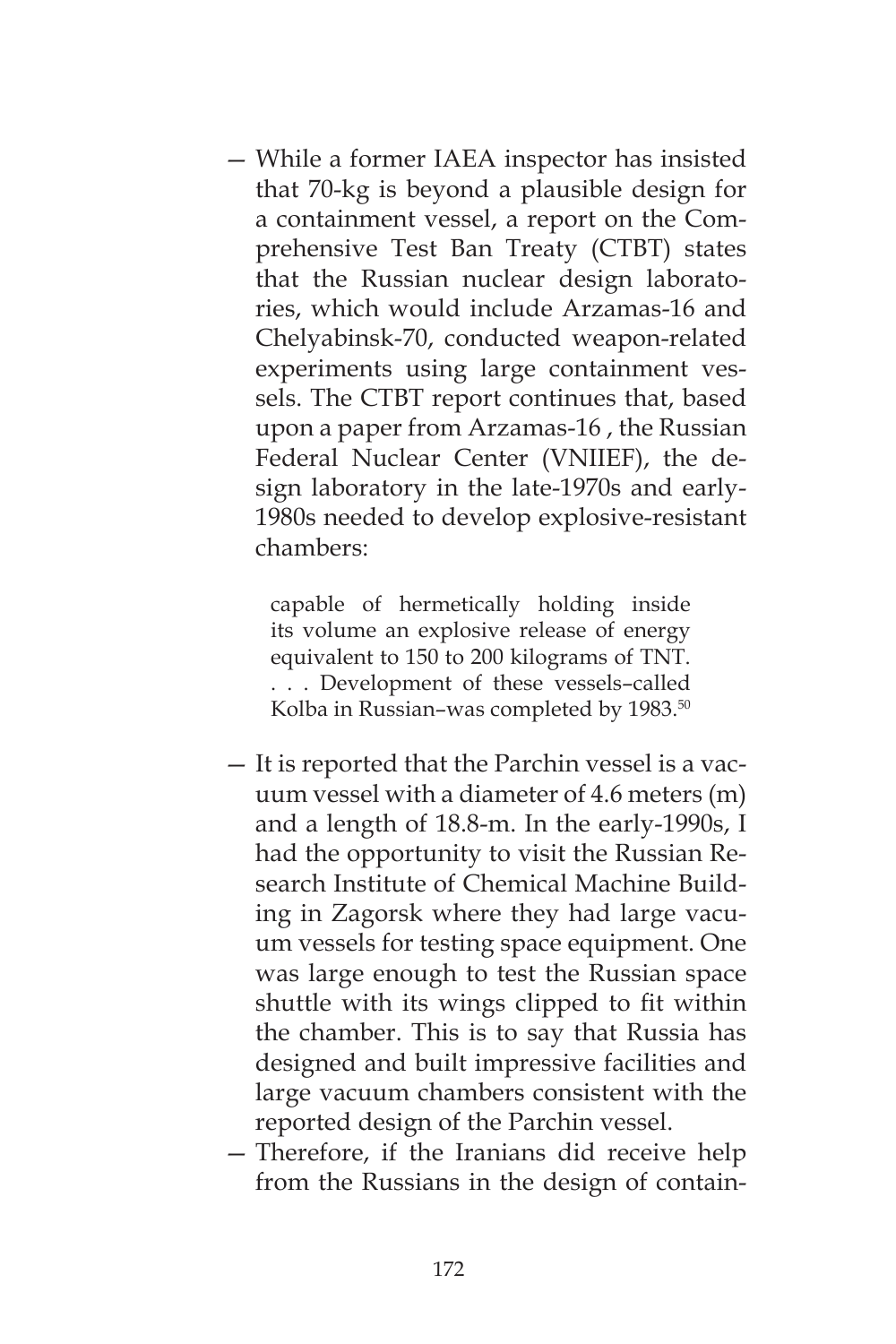- While a former IAEA inspector has insisted that 70-kg is beyond a plausible design for a containment vessel, a report on the Comprehensive Test Ban Treaty (CTBT) states that the Russian nuclear design laboratories, which would include Arzamas-16 and Chelyabinsk-70, conducted weapon-related experiments using large containment vessels. The CTBT report continues that, based upon a paper from Arzamas-16 , the Russian Federal Nuclear Center (VNIIEF), the design laboratory in the late-1970s and early-1980s needed to develop explosive-resistant chambers:

  > capable of hermetically holding inside its volume an explosive release of energy equivalent to 150 to 200 kilograms of TNT. . . . Development of these vessels–called Kolba in Russian–was completed by 1983.[50]

- It is reported that the Parchin vessel is a vacuum vessel with a diameter of 4.6 meters (m) and a length of 18.8-m. In the early-1990s, I had the opportunity to visit the Russian Research Institute of Chemical Machine Building in Zagorsk where they had large vacuum vessels for testing space equipment. One was large enough to test the Russian space shuttle with its wings clipped to fit within the chamber. This is to say that Russia has designed and built impressive facilities and large vacuum chambers consistent with the reported design of the Parchin vessel.
- Therefore, if the Iranians did receive help from the Russians in the design of contain-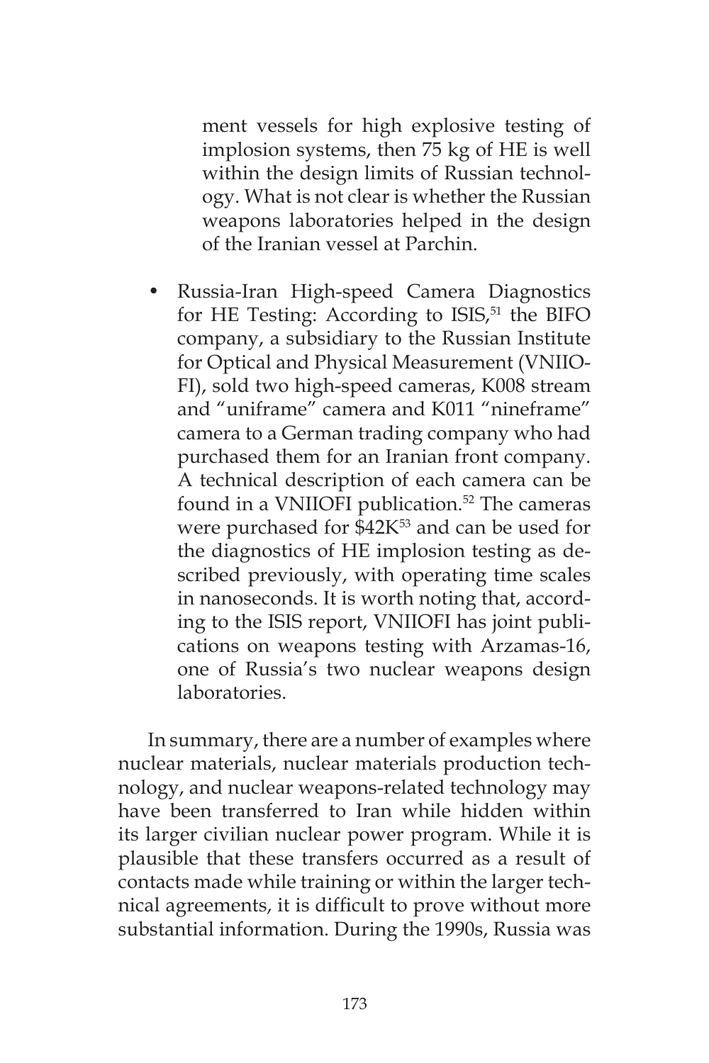ment vessels for high explosive testing of implosion systems, then 75 kg of HE is well within the design limits of Russian technology. What is not clear is whether the Russian weapons laboratories helped in the design of the Iranian vessel at Parchin.

- Russia-Iran High-speed Camera Diagnostics for HE Testing: According to ISIS,[51] the BIFO company, a subsidiary to the Russian Institute for Optical and Physical Measurement (VNIIO-FI), sold two high-speed cameras, K008 stream and "uniframe" camera and K011 "nineframe" camera to a German trading company who had purchased them for an Iranian front company. A technical description of each camera can be found in a VNIIOFI publication.[52] The cameras were purchased for $42K[53] and can be used for the diagnostics of HE implosion testing as described previously, with operating time scales in nanoseconds. It is worth noting that, according to the ISIS report, VNIIOFI has joint publications on weapons testing with Arzamas-16, one of Russia's two nuclear weapons design laboratories.

In summary, there are a number of examples where nuclear materials, nuclear materials production technology, and nuclear weapons-related technology may have been transferred to Iran while hidden within its larger civilian nuclear power program. While it is plausible that these transfers occurred as a result of contacts made while training or within the larger technical agreements, it is difficult to prove without more substantial information. During the 1990s, Russia was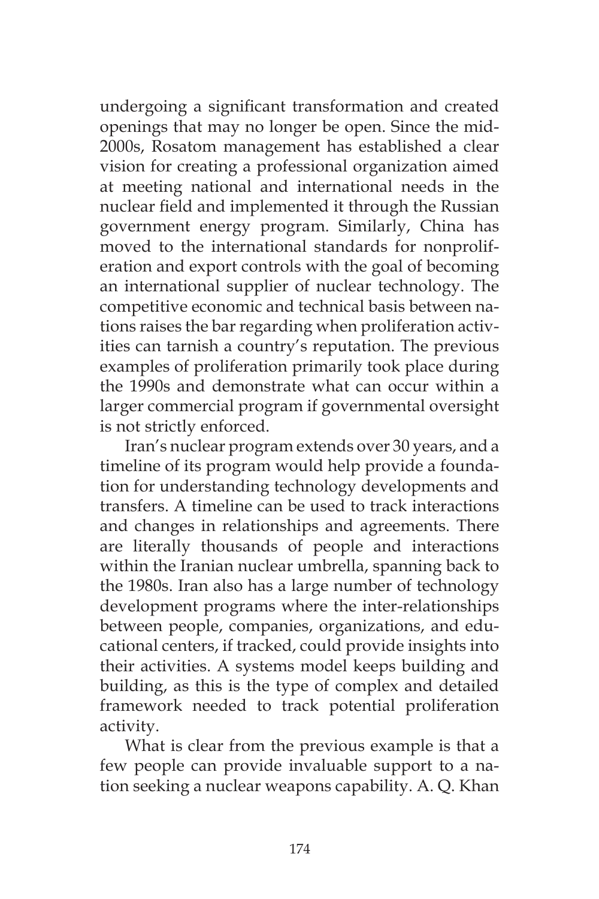undergoing a significant transformation and created openings that may no longer be open. Since the mid-2000s, Rosatom management has established a clear vision for creating a professional organization aimed at meeting national and international needs in the nuclear field and implemented it through the Russian government energy program. Similarly, China has moved to the international standards for nonproliferation and export controls with the goal of becoming an international supplier of nuclear technology. The competitive economic and technical basis between nations raises the bar regarding when proliferation activities can tarnish a country's reputation. The previous examples of proliferation primarily took place during the 1990s and demonstrate what can occur within a larger commercial program if governmental oversight is not strictly enforced.

Iran's nuclear program extends over 30 years, and a timeline of its program would help provide a foundation for understanding technology developments and transfers. A timeline can be used to track interactions and changes in relationships and agreements. There are literally thousands of people and interactions within the Iranian nuclear umbrella, spanning back to the 1980s. Iran also has a large number of technology development programs where the inter-relationships between people, companies, organizations, and educational centers, if tracked, could provide insights into their activities. A systems model keeps building and building, as this is the type of complex and detailed framework needed to track potential proliferation activity.

What is clear from the previous example is that a few people can provide invaluable support to a nation seeking a nuclear weapons capability. A. Q. Khan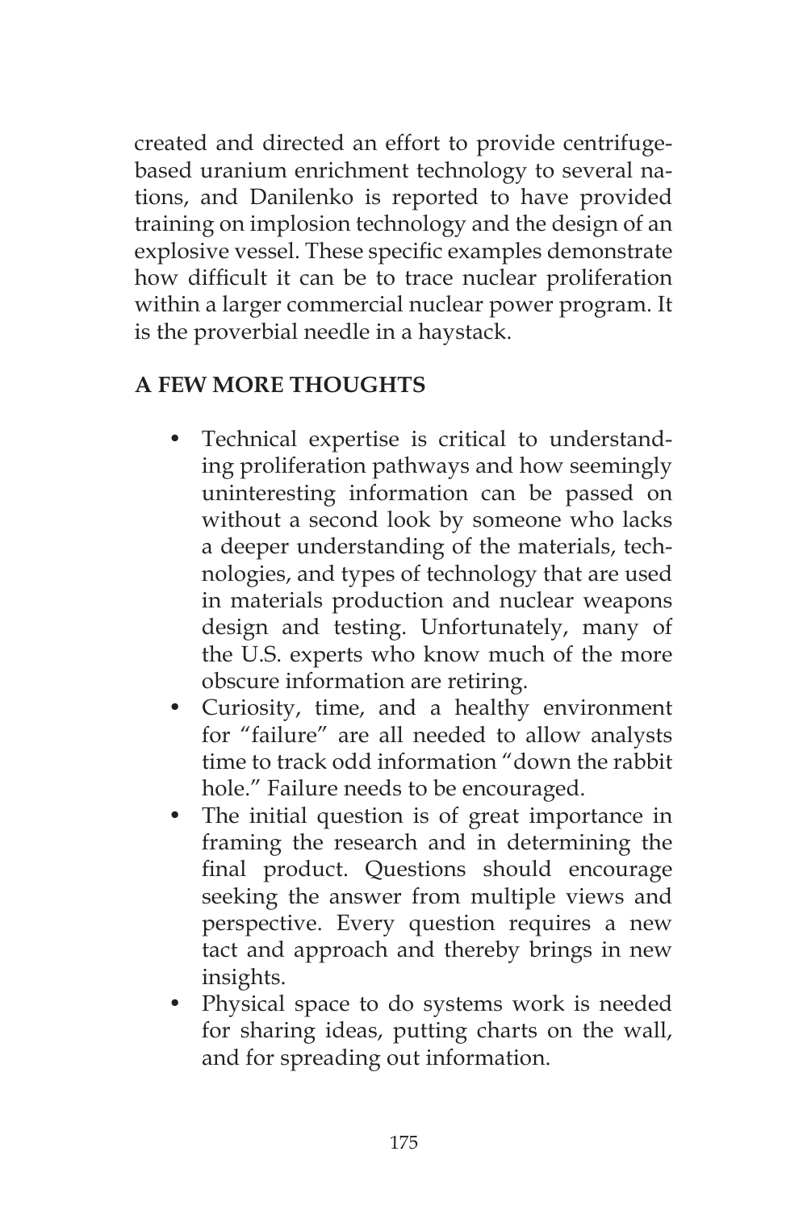created and directed an effort to provide centrifuge-based uranium enrichment technology to several nations, and Danilenko is reported to have provided training on implosion technology and the design of an explosive vessel. These specific examples demonstrate how difficult it can be to trace nuclear proliferation within a larger commercial nuclear power program. It is the proverbial needle in a haystack.

## A FEW MORE THOUGHTS

- Technical expertise is critical to understanding proliferation pathways and how seemingly uninteresting information can be passed on without a second look by someone who lacks a deeper understanding of the materials, technologies, and types of technology that are used in materials production and nuclear weapons design and testing. Unfortunately, many of the U.S. experts who know much of the more obscure information are retiring.
- Curiosity, time, and a healthy environment for "failure" are all needed to allow analysts time to track odd information "down the rabbit hole." Failure needs to be encouraged.
- The initial question is of great importance in framing the research and in determining the final product. Questions should encourage seeking the answer from multiple views and perspective. Every question requires a new tact and approach and thereby brings in new insights.
- Physical space to do systems work is needed for sharing ideas, putting charts on the wall, and for spreading out information.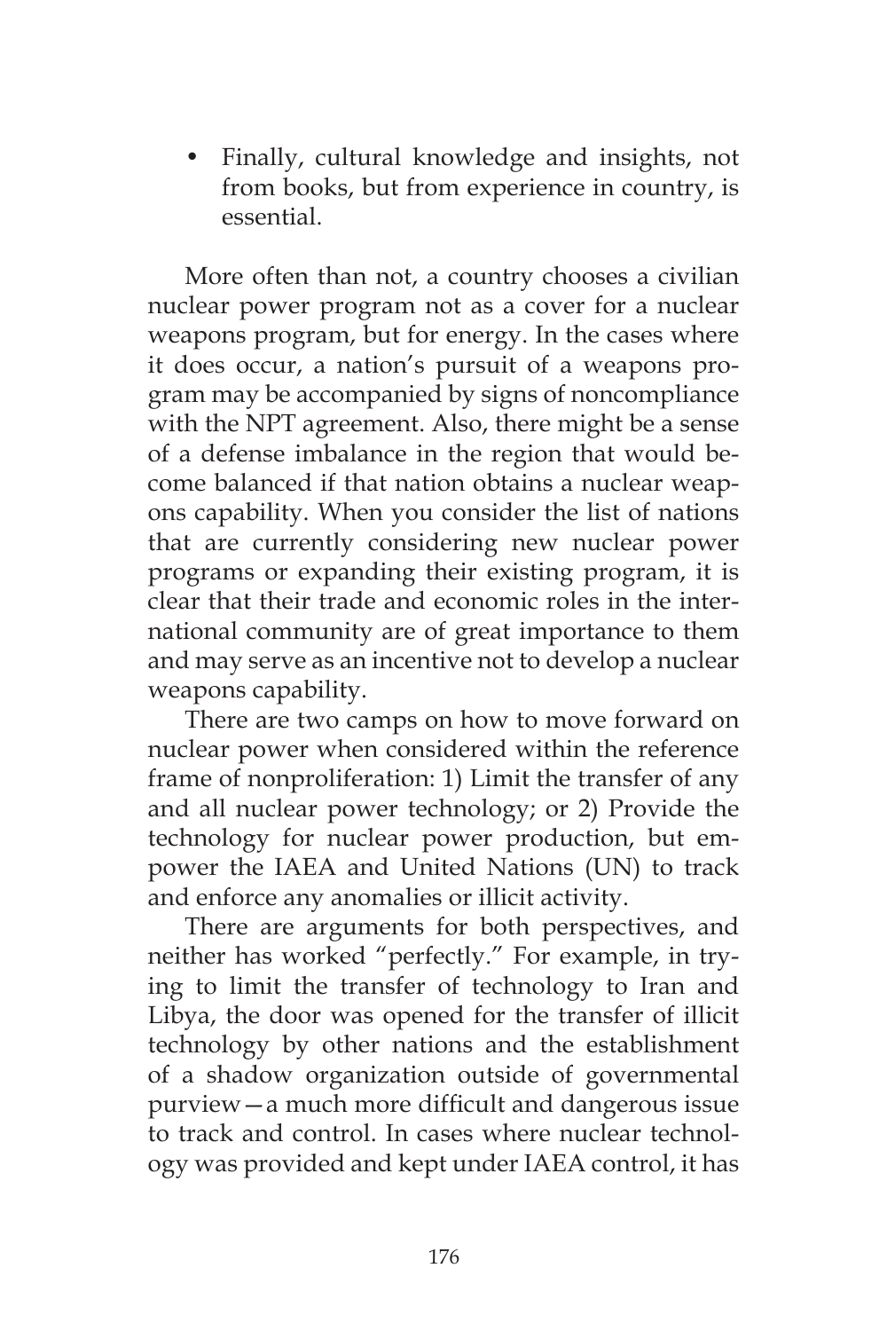- Finally, cultural knowledge and insights, not from books, but from experience in country, is essential.

More often than not, a country chooses a civilian nuclear power program not as a cover for a nuclear weapons program, but for energy. In the cases where it does occur, a nation's pursuit of a weapons program may be accompanied by signs of noncompliance with the NPT agreement. Also, there might be a sense of a defense imbalance in the region that would become balanced if that nation obtains a nuclear weapons capability. When you consider the list of nations that are currently considering new nuclear power programs or expanding their existing program, it is clear that their trade and economic roles in the international community are of great importance to them and may serve as an incentive not to develop a nuclear weapons capability.

There are two camps on how to move forward on nuclear power when considered within the reference frame of nonproliferation: 1) Limit the transfer of any and all nuclear power technology; or 2) Provide the technology for nuclear power production, but empower the IAEA and United Nations (UN) to track and enforce any anomalies or illicit activity.

There are arguments for both perspectives, and neither has worked "perfectly." For example, in trying to limit the transfer of technology to Iran and Libya, the door was opened for the transfer of illicit technology by other nations and the establishment of a shadow organization outside of governmental purview—a much more difficult and dangerous issue to track and control. In cases where nuclear technology was provided and kept under IAEA control, it has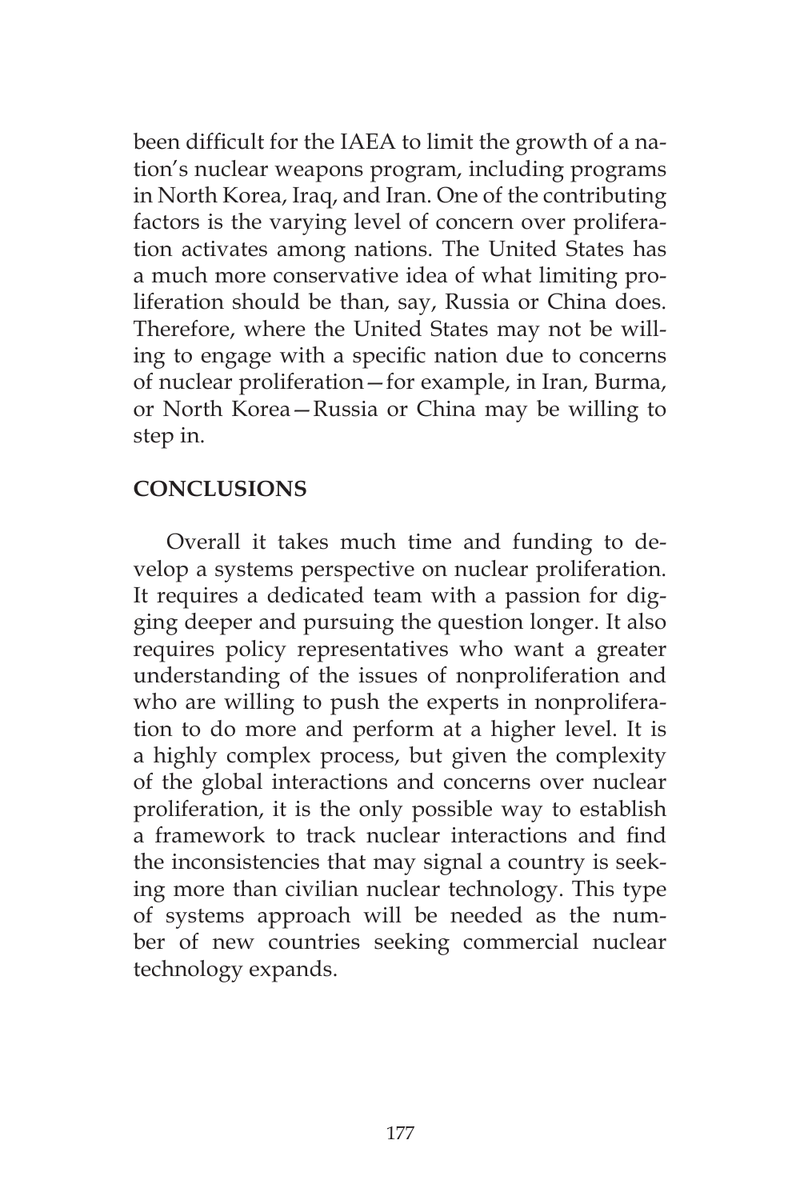been difficult for the IAEA to limit the growth of a nation's nuclear weapons program, including programs in North Korea, Iraq, and Iran. One of the contributing factors is the varying level of concern over proliferation activates among nations. The United States has a much more conservative idea of what limiting proliferation should be than, say, Russia or China does. Therefore, where the United States may not be willing to engage with a specific nation due to concerns of nuclear proliferation—for example, in Iran, Burma, or North Korea—Russia or China may be willing to step in.

## CONCLUSIONS

Overall it takes much time and funding to develop a systems perspective on nuclear proliferation. It requires a dedicated team with a passion for digging deeper and pursuing the question longer. It also requires policy representatives who want a greater understanding of the issues of nonproliferation and who are willing to push the experts in nonproliferation to do more and perform at a higher level. It is a highly complex process, but given the complexity of the global interactions and concerns over nuclear proliferation, it is the only possible way to establish a framework to track nuclear interactions and find the inconsistencies that may signal a country is seeking more than civilian nuclear technology. This type of systems approach will be needed as the number of new countries seeking commercial nuclear technology expands.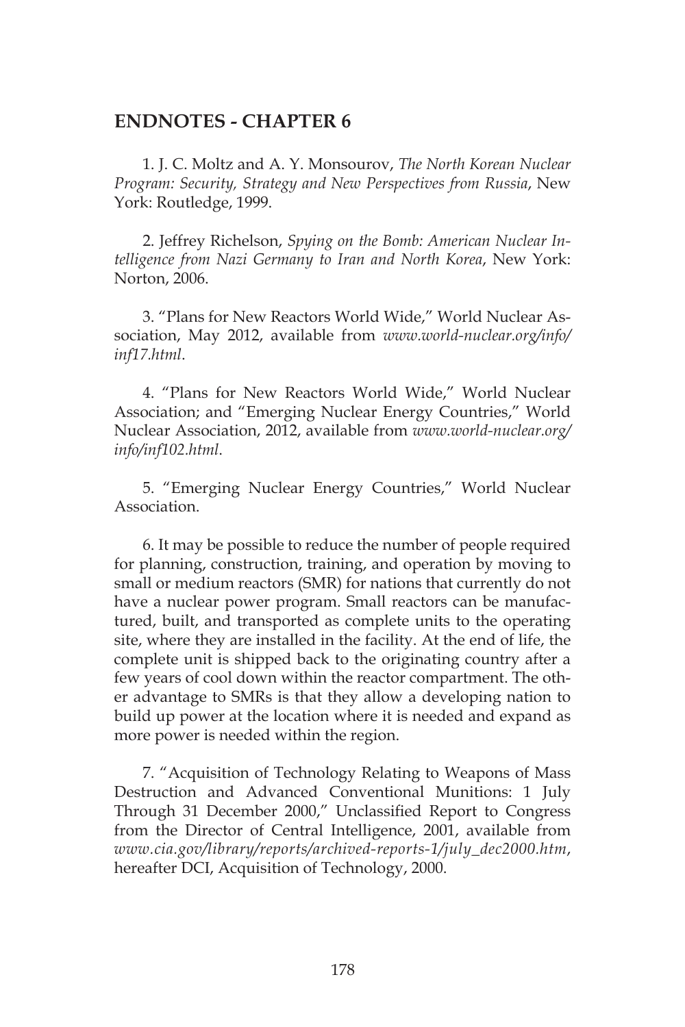## ENDNOTES - CHAPTER 6

1. J. C. Moltz and A. Y. Monsourov, *The North Korean Nuclear Program: Security, Strategy and New Perspectives from Russia*, New York: Routledge, 1999.

2. Jeffrey Richelson, *Spying on the Bomb: American Nuclear Intelligence from Nazi Germany to Iran and North Korea*, New York: Norton, 2006.

3. "Plans for New Reactors World Wide," World Nuclear Association, May 2012, available from *www.world-nuclear.org/info/inf17.html*.

4. "Plans for New Reactors World Wide," World Nuclear Association; and "Emerging Nuclear Energy Countries," World Nuclear Association, 2012, available from *www.world-nuclear.org/info/inf102.html*.

5. "Emerging Nuclear Energy Countries," World Nuclear Association.

6. It may be possible to reduce the number of people required for planning, construction, training, and operation by moving to small or medium reactors (SMR) for nations that currently do not have a nuclear power program. Small reactors can be manufactured, built, and transported as complete units to the operating site, where they are installed in the facility. At the end of life, the complete unit is shipped back to the originating country after a few years of cool down within the reactor compartment. The other advantage to SMRs is that they allow a developing nation to build up power at the location where it is needed and expand as more power is needed within the region.

7. "Acquisition of Technology Relating to Weapons of Mass Destruction and Advanced Conventional Munitions: 1 July Through 31 December 2000," Unclassified Report to Congress from the Director of Central Intelligence, 2001, available from *www.cia.gov/library/reports/archived-reports-1/july_dec2000.htm*, hereafter DCI, Acquisition of Technology, 2000.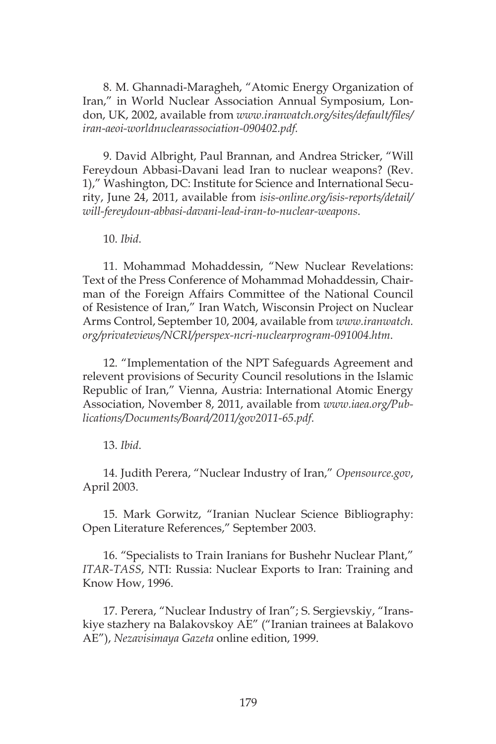8. M. Ghannadi-Maragheh, “Atomic Energy Organization of Iran,” in World Nuclear Association Annual Symposium, London, UK, 2002, available from *www.iranwatch.org/sites/default/files/iran-aeoi-worldnuclearassociation-090402.pdf*.

9. David Albright, Paul Brannan, and Andrea Stricker, “Will Fereydoun Abbasi-Davani lead Iran to nuclear weapons? (Rev. 1),” Washington, DC: Institute for Science and International Security, June 24, 2011, available from *isis-online.org/isis-reports/detail/will-fereydoun-abbasi-davani-lead-iran-to-nuclear-weapons*.

10. *Ibid*.

11. Mohammad Mohaddessin, “New Nuclear Revelations: Text of the Press Conference of Mohammad Mohaddessin, Chairman of the Foreign Affairs Committee of the National Council of Resistence of Iran,” Iran Watch, Wisconsin Project on Nuclear Arms Control, September 10, 2004, available from *www.iranwatch.org/privateviews/NCRI/perspex-ncri-nuclearprogram-091004.htm*.

12. “Implementation of the NPT Safeguards Agreement and relevent provisions of Security Council resolutions in the Islamic Republic of Iran,” Vienna, Austria: International Atomic Energy Association, November 8, 2011, available from *www.iaea.org/Publications/Documents/Board/2011/gov2011-65.pdf*.

13. *Ibid*.

14. Judith Perera, “Nuclear Industry of Iran,” *Opensource.gov*, April 2003.

15. Mark Gorwitz, “Iranian Nuclear Science Bibliography: Open Literature References,” September 2003.

16. “Specialists to Train Iranians for Bushehr Nuclear Plant,” *ITAR-TASS*, NTI: Russia: Nuclear Exports to Iran: Training and Know How, 1996.

17. Perera, “Nuclear Industry of Iran”; S. Sergievskiy, “Iranskiye stazhery na Balakovskoy AE” (“Iranian trainees at Balakovo AE”), *Nezavisimaya Gazeta* online edition, 1999.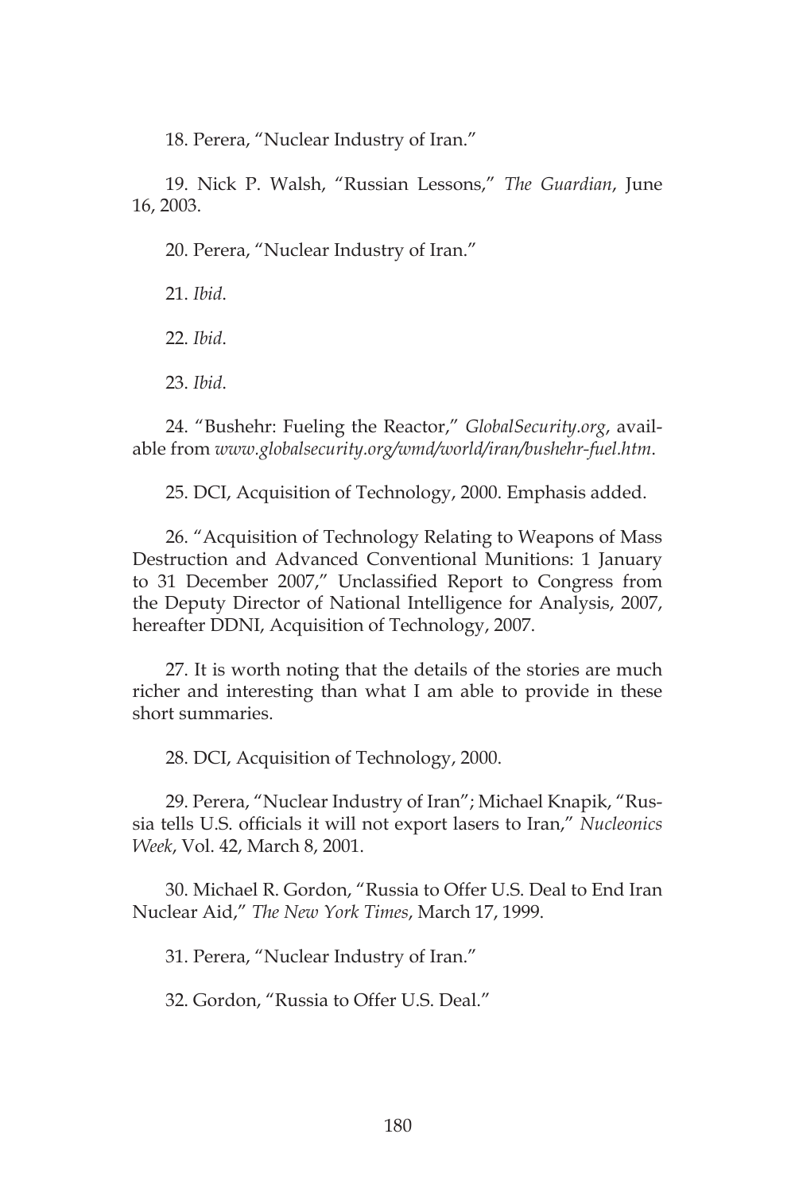18. Perera, "Nuclear Industry of Iran."

19. Nick P. Walsh, "Russian Lessons," *The Guardian*, June 16, 2003.

20. Perera, "Nuclear Industry of Iran."

21. *Ibid*.

22. *Ibid*.

23. *Ibid*.

24. "Bushehr: Fueling the Reactor," *GlobalSecurity.org*, available from *www.globalsecurity.org/wmd/world/iran/bushehr-fuel.htm*.

25. DCI, Acquisition of Technology, 2000. Emphasis added.

26. "Acquisition of Technology Relating to Weapons of Mass Destruction and Advanced Conventional Munitions: 1 January to 31 December 2007," Unclassified Report to Congress from the Deputy Director of National Intelligence for Analysis, 2007, hereafter DDNI, Acquisition of Technology, 2007.

27. It is worth noting that the details of the stories are much richer and interesting than what I am able to provide in these short summaries.

28. DCI, Acquisition of Technology, 2000.

29. Perera, "Nuclear Industry of Iran"; Michael Knapik, "Russia tells U.S. officials it will not export lasers to Iran," *Nucleonics Week*, Vol. 42, March 8, 2001.

30. Michael R. Gordon, "Russia to Offer U.S. Deal to End Iran Nuclear Aid," *The New York Times*, March 17, 1999.

31. Perera, "Nuclear Industry of Iran."

32. Gordon, "Russia to Offer U.S. Deal."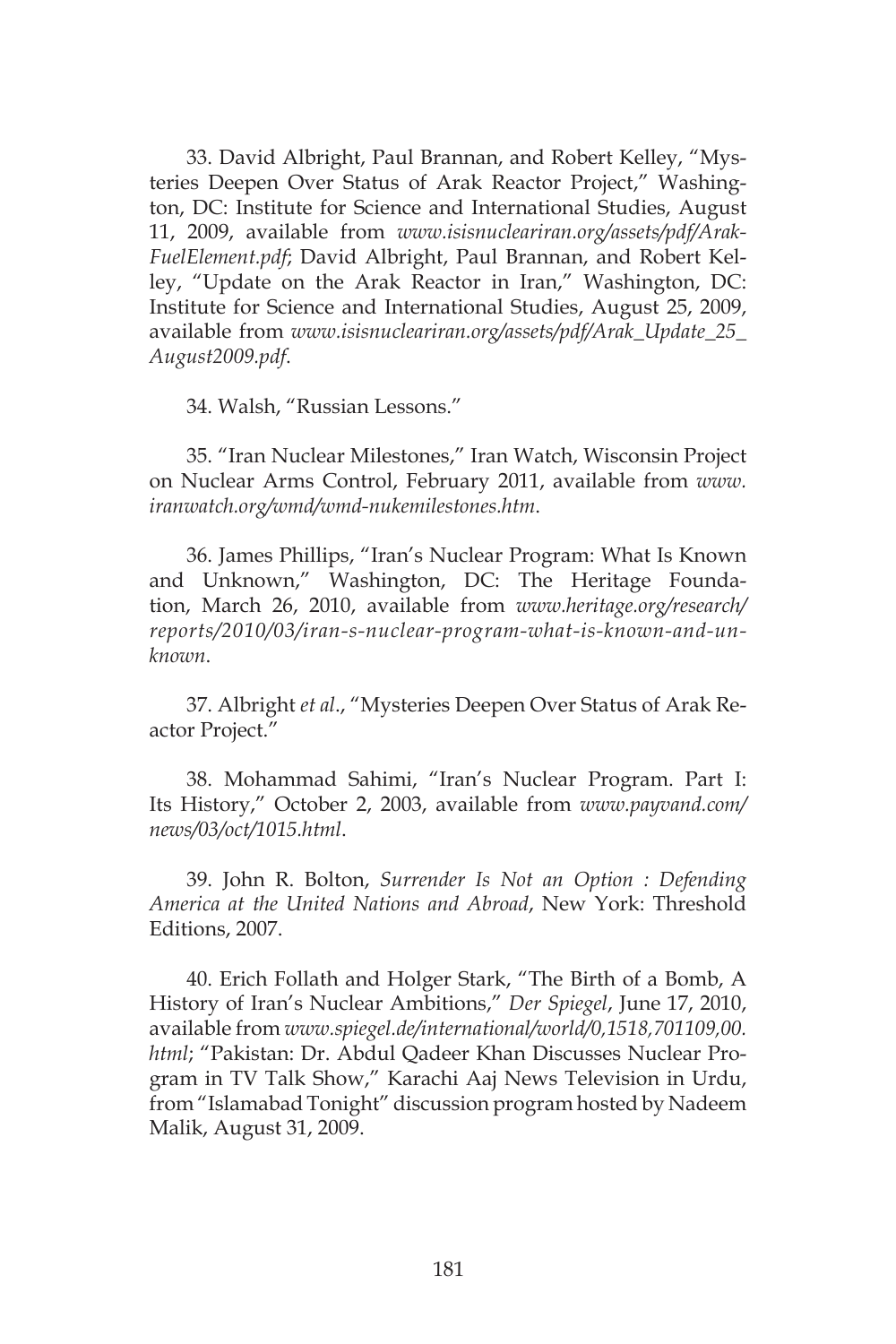33. David Albright, Paul Brannan, and Robert Kelley, "Mysteries Deepen Over Status of Arak Reactor Project," Washington, DC: Institute for Science and International Studies, August 11, 2009, available from *www.isisnucleariran.org/assets/pdf/Arak-FuelElement.pdf*; David Albright, Paul Brannan, and Robert Kelley, "Update on the Arak Reactor in Iran," Washington, DC: Institute for Science and International Studies, August 25, 2009, available from *www.isisnucleariran.org/assets/pdf/Arak_Update_25_August2009.pdf*.

34. Walsh, "Russian Lessons."

35. "Iran Nuclear Milestones," Iran Watch, Wisconsin Project on Nuclear Arms Control, February 2011, available from *www.iranwatch.org/wmd/wmd-nukemilestones.htm*.

36. James Phillips, "Iran's Nuclear Program: What Is Known and Unknown," Washington, DC: The Heritage Foundation, March 26, 2010, available from *www.heritage.org/research/reports/2010/03/iran-s-nuclear-program-what-is-known-and-unknown*.

37. Albright *et al*., "Mysteries Deepen Over Status of Arak Reactor Project."

38. Mohammad Sahimi, "Iran's Nuclear Program. Part I: Its History," October 2, 2003, available from *www.payvand.com/news/03/oct/1015.html*.

39. John R. Bolton, *Surrender Is Not an Option : Defending America at the United Nations and Abroad*, New York: Threshold Editions, 2007.

40. Erich Follath and Holger Stark, "The Birth of a Bomb, A History of Iran's Nuclear Ambitions," *Der Spiegel*, June 17, 2010, available from *www.spiegel.de/international/world/0,1518,701109,00.html*; "Pakistan: Dr. Abdul Qadeer Khan Discusses Nuclear Program in TV Talk Show," Karachi Aaj News Television in Urdu, from "Islamabad Tonight" discussion program hosted by Nadeem Malik, August 31, 2009.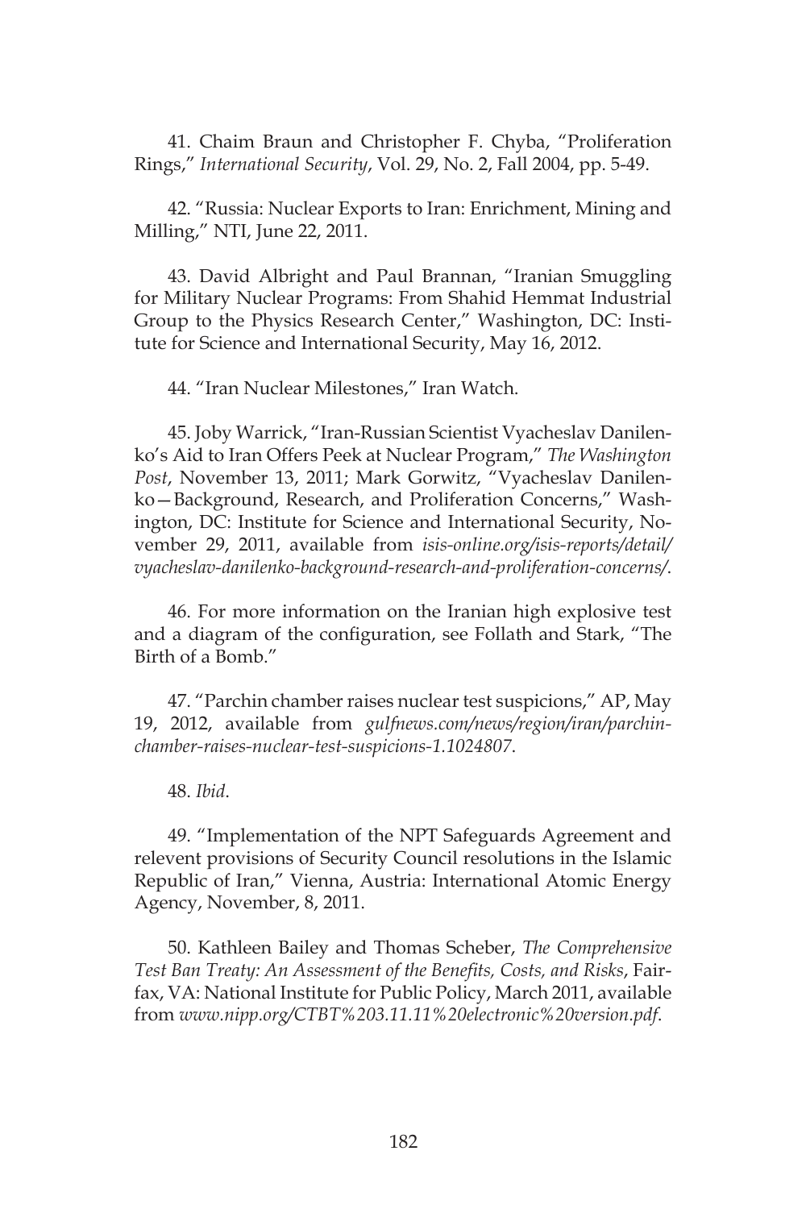41. Chaim Braun and Christopher F. Chyba, "Proliferation Rings," *International Security*, Vol. 29, No. 2, Fall 2004, pp. 5-49.

42. "Russia: Nuclear Exports to Iran: Enrichment, Mining and Milling," NTI, June 22, 2011.

43. David Albright and Paul Brannan, "Iranian Smuggling for Military Nuclear Programs: From Shahid Hemmat Industrial Group to the Physics Research Center," Washington, DC: Institute for Science and International Security, May 16, 2012.

44. "Iran Nuclear Milestones," Iran Watch.

45. Joby Warrick, "Iran-Russian Scientist Vyacheslav Danilenko's Aid to Iran Offers Peek at Nuclear Program," *The Washington Post*, November 13, 2011; Mark Gorwitz, "Vyacheslav Danilenko—Background, Research, and Proliferation Concerns," Washington, DC: Institute for Science and International Security, November 29, 2011, available from *isis-online.org/isis-reports/detail/vyacheslav-danilenko-background-research-and-proliferation-concerns/*.

46. For more information on the Iranian high explosive test and a diagram of the configuration, see Follath and Stark, "The Birth of a Bomb."

47. "Parchin chamber raises nuclear test suspicions," AP, May 19, 2012, available from *gulfnews.com/news/region/iran/parchin-chamber-raises-nuclear-test-suspicions-1.1024807*.

48. *Ibid*.

49. "Implementation of the NPT Safeguards Agreement and relevent provisions of Security Council resolutions in the Islamic Republic of Iran," Vienna, Austria: International Atomic Energy Agency, November, 8, 2011.

50. Kathleen Bailey and Thomas Scheber, *The Comprehensive Test Ban Treaty: An Assessment of the Benefits, Costs, and Risks*, Fairfax, VA: National Institute for Public Policy, March 2011, available from *www.nipp.org/CTBT%203.11.11%20electronic%20version.pdf*.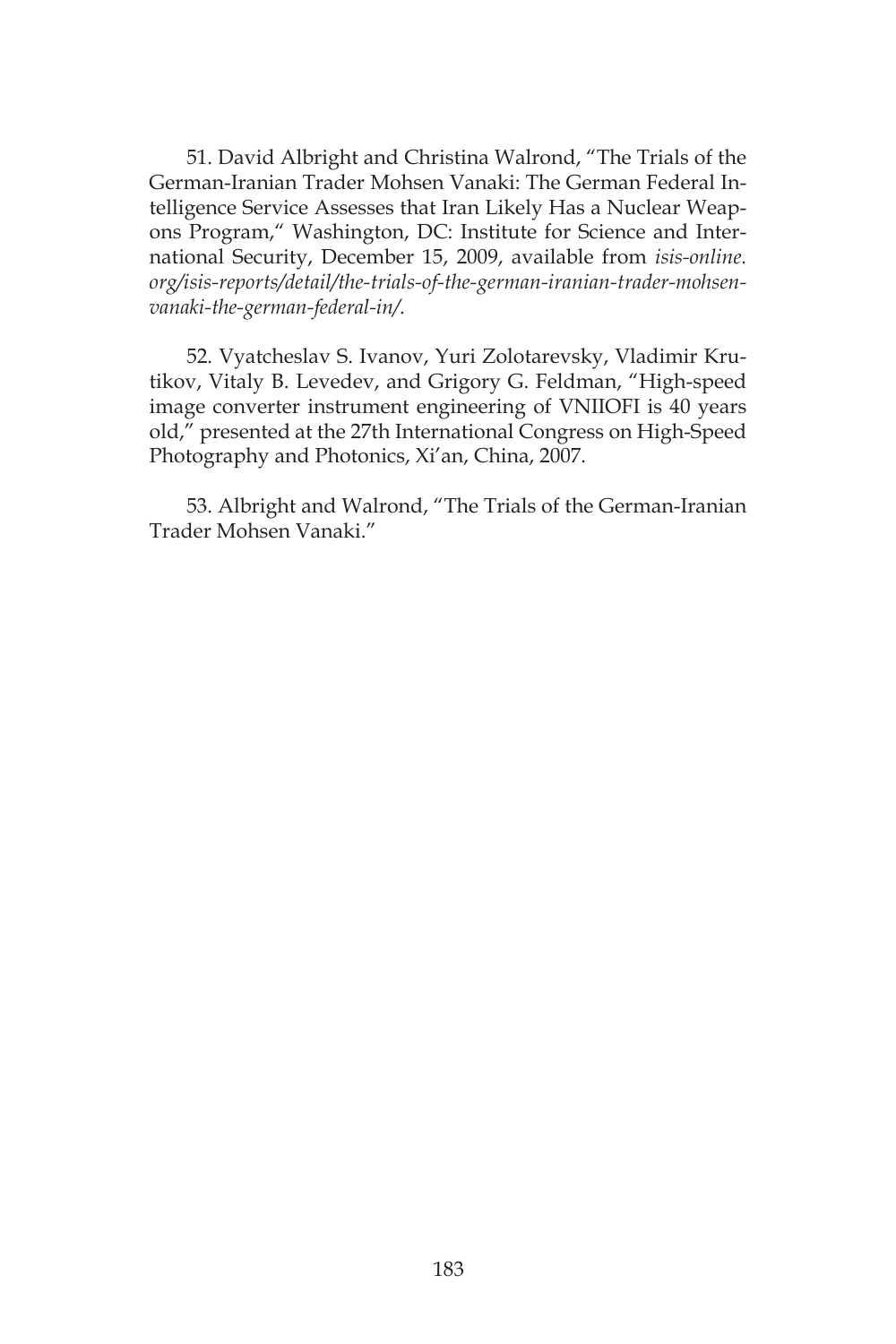51. David Albright and Christina Walrond, "The Trials of the German-Iranian Trader Mohsen Vanaki: The German Federal Intelligence Service Assesses that Iran Likely Has a Nuclear Weapons Program," Washington, DC: Institute for Science and International Security, December 15, 2009, available from *isis-online.org/isis-reports/detail/the-trials-of-the-german-iranian-trader-mohsen-vanaki-the-german-federal-in/*.

52. Vyatcheslav S. Ivanov, Yuri Zolotarevsky, Vladimir Krutikov, Vitaly B. Levedev, and Grigory G. Feldman, "High-speed image converter instrument engineering of VNIIOFI is 40 years old," presented at the 27th International Congress on High-Speed Photography and Photonics, Xi'an, China, 2007.

53. Albright and Walrond, "The Trials of the German-Iranian Trader Mohsen Vanaki."